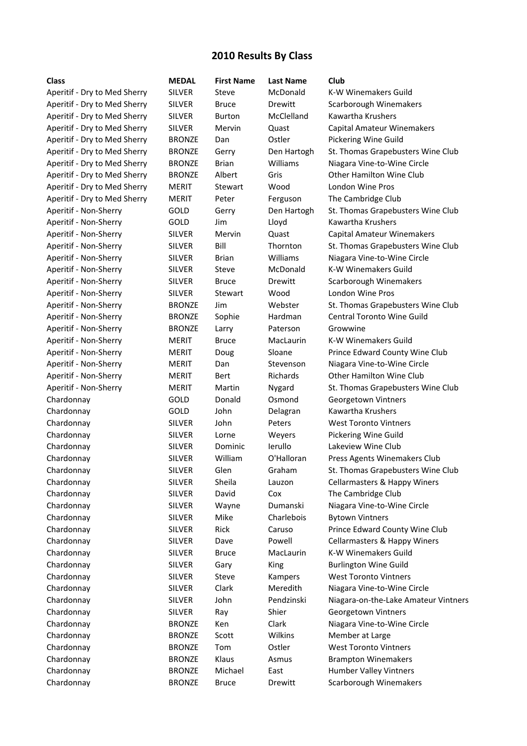# 2010 Results By Class

| Class | MEDAL | First Name | Last Name | Club |
| --- | --- | --- | --- | --- |
| Aperitif - Dry to Med Sherry | SILVER | Steve | McDonald | K-W Winemakers Guild |
| Aperitif - Dry to Med Sherry | SILVER | Bruce | Drewitt | Scarborough Winemakers |
| Aperitif - Dry to Med Sherry | SILVER | Burton | McClelland | Kawartha Krushers |
| Aperitif - Dry to Med Sherry | SILVER | Mervin | Quast | Capital Amateur Winemakers |
| Aperitif - Dry to Med Sherry | BRONZE | Dan | Ostler | Pickering Wine Guild |
| Aperitif - Dry to Med Sherry | BRONZE | Gerry | Den Hartogh | St. Thomas Grapebusters Wine Club |
| Aperitif - Dry to Med Sherry | BRONZE | Brian | Williams | Niagara Vine-to-Wine Circle |
| Aperitif - Dry to Med Sherry | BRONZE | Albert | Gris | Other Hamilton Wine Club |
| Aperitif - Dry to Med Sherry | MERIT | Stewart | Wood | London Wine Pros |
| Aperitif - Dry to Med Sherry | MERIT | Peter | Ferguson | The Cambridge Club |
| Aperitif - Non-Sherry | GOLD | Gerry | Den Hartogh | St. Thomas Grapebusters Wine Club |
| Aperitif - Non-Sherry | GOLD | Jim | Lloyd | Kawartha Krushers |
| Aperitif - Non-Sherry | SILVER | Mervin | Quast | Capital Amateur Winemakers |
| Aperitif - Non-Sherry | SILVER | Bill | Thornton | St. Thomas Grapebusters Wine Club |
| Aperitif - Non-Sherry | SILVER | Brian | Williams | Niagara Vine-to-Wine Circle |
| Aperitif - Non-Sherry | SILVER | Steve | McDonald | K-W Winemakers Guild |
| Aperitif - Non-Sherry | SILVER | Bruce | Drewitt | Scarborough Winemakers |
| Aperitif - Non-Sherry | SILVER | Stewart | Wood | London Wine Pros |
| Aperitif - Non-Sherry | BRONZE | Jim | Webster | St. Thomas Grapebusters Wine Club |
| Aperitif - Non-Sherry | BRONZE | Sophie | Hardman | Central Toronto Wine Guild |
| Aperitif - Non-Sherry | BRONZE | Larry | Paterson | Growwine |
| Aperitif - Non-Sherry | MERIT | Bruce | MacLaurin | K-W Winemakers Guild |
| Aperitif - Non-Sherry | MERIT | Doug | Sloane | Prince Edward County Wine Club |
| Aperitif - Non-Sherry | MERIT | Dan | Stevenson | Niagara Vine-to-Wine Circle |
| Aperitif - Non-Sherry | MERIT | Bert | Richards | Other Hamilton Wine Club |
| Aperitif - Non-Sherry | MERIT | Martin | Nygard | St. Thomas Grapebusters Wine Club |
| Chardonnay | GOLD | Donald | Osmond | Georgetown Vintners |
| Chardonnay | GOLD | John | Delagran | Kawartha Krushers |
| Chardonnay | SILVER | John | Peters | West Toronto Vintners |
| Chardonnay | SILVER | Lorne | Weyers | Pickering Wine Guild |
| Chardonnay | SILVER | Dominic | Ierullo | Lakeview Wine Club |
| Chardonnay | SILVER | William | O'Halloran | Press Agents Winemakers Club |
| Chardonnay | SILVER | Glen | Graham | St. Thomas Grapebusters Wine Club |
| Chardonnay | SILVER | Sheila | Lauzon | Cellarmasters & Happy Winers |
| Chardonnay | SILVER | David | Cox | The Cambridge Club |
| Chardonnay | SILVER | Wayne | Dumanski | Niagara Vine-to-Wine Circle |
| Chardonnay | SILVER | Mike | Charlebois | Bytown Vintners |
| Chardonnay | SILVER | Rick | Caruso | Prince Edward County Wine Club |
| Chardonnay | SILVER | Dave | Powell | Cellarmasters & Happy Winers |
| Chardonnay | SILVER | Bruce | MacLaurin | K-W Winemakers Guild |
| Chardonnay | SILVER | Gary | King | Burlington Wine Guild |
| Chardonnay | SILVER | Steve | Kampers | West Toronto Vintners |
| Chardonnay | SILVER | Clark | Meredith | Niagara Vine-to-Wine Circle |
| Chardonnay | SILVER | John | Pendzinski | Niagara-on-the-Lake Amateur Vintners |
| Chardonnay | SILVER | Ray | Shier | Georgetown Vintners |
| Chardonnay | BRONZE | Ken | Clark | Niagara Vine-to-Wine Circle |
| Chardonnay | BRONZE | Scott | Wilkins | Member at Large |
| Chardonnay | BRONZE | Tom | Ostler | West Toronto Vintners |
| Chardonnay | BRONZE | Klaus | Asmus | Brampton Winemakers |
| Chardonnay | BRONZE | Michael | East | Humber Valley Vintners |
| Chardonnay | BRONZE | Bruce | Drewitt | Scarborough Winemakers |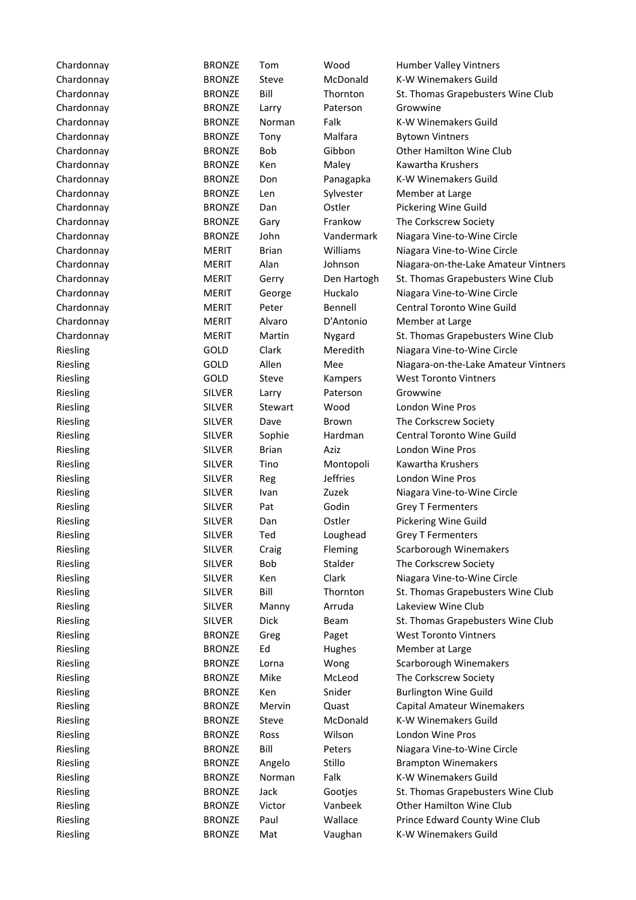| | | | | |
|---|---|---|---|---|
| Chardonnay | BRONZE | Tom | Wood | Humber Valley Vintners |
| Chardonnay | BRONZE | Steve | McDonald | K-W Winemakers Guild |
| Chardonnay | BRONZE | Bill | Thornton | St. Thomas Grapebusters Wine Club |
| Chardonnay | BRONZE | Larry | Paterson | Growwine |
| Chardonnay | BRONZE | Norman | Falk | K-W Winemakers Guild |
| Chardonnay | BRONZE | Tony | Malfara | Bytown Vintners |
| Chardonnay | BRONZE | Bob | Gibbon | Other Hamilton Wine Club |
| Chardonnay | BRONZE | Ken | Maley | Kawartha Krushers |
| Chardonnay | BRONZE | Don | Panagapka | K-W Winemakers Guild |
| Chardonnay | BRONZE | Len | Sylvester | Member at Large |
| Chardonnay | BRONZE | Dan | Ostler | Pickering Wine Guild |
| Chardonnay | BRONZE | Gary | Frankow | The Corkscrew Society |
| Chardonnay | BRONZE | John | Vandermark | Niagara Vine-to-Wine Circle |
| Chardonnay | MERIT | Brian | Williams | Niagara Vine-to-Wine Circle |
| Chardonnay | MERIT | Alan | Johnson | Niagara-on-the-Lake Amateur Vintners |
| Chardonnay | MERIT | Gerry | Den Hartogh | St. Thomas Grapebusters Wine Club |
| Chardonnay | MERIT | George | Huckalo | Niagara Vine-to-Wine Circle |
| Chardonnay | MERIT | Peter | Bennell | Central Toronto Wine Guild |
| Chardonnay | MERIT | Alvaro | D'Antonio | Member at Large |
| Chardonnay | MERIT | Martin | Nygard | St. Thomas Grapebusters Wine Club |
| Riesling | GOLD | Clark | Meredith | Niagara Vine-to-Wine Circle |
| Riesling | GOLD | Allen | Mee | Niagara-on-the-Lake Amateur Vintners |
| Riesling | GOLD | Steve | Kampers | West Toronto Vintners |
| Riesling | SILVER | Larry | Paterson | Growwine |
| Riesling | SILVER | Stewart | Wood | London Wine Pros |
| Riesling | SILVER | Dave | Brown | The Corkscrew Society |
| Riesling | SILVER | Sophie | Hardman | Central Toronto Wine Guild |
| Riesling | SILVER | Brian | Aziz | London Wine Pros |
| Riesling | SILVER | Tino | Montopoli | Kawartha Krushers |
| Riesling | SILVER | Reg | Jeffries | London Wine Pros |
| Riesling | SILVER | Ivan | Zuzek | Niagara Vine-to-Wine Circle |
| Riesling | SILVER | Pat | Godin | Grey T Fermenters |
| Riesling | SILVER | Dan | Ostler | Pickering Wine Guild |
| Riesling | SILVER | Ted | Loughead | Grey T Fermenters |
| Riesling | SILVER | Craig | Fleming | Scarborough Winemakers |
| Riesling | SILVER | Bob | Stalder | The Corkscrew Society |
| Riesling | SILVER | Ken | Clark | Niagara Vine-to-Wine Circle |
| Riesling | SILVER | Bill | Thornton | St. Thomas Grapebusters Wine Club |
| Riesling | SILVER | Manny | Arruda | Lakeview Wine Club |
| Riesling | SILVER | Dick | Beam | St. Thomas Grapebusters Wine Club |
| Riesling | BRONZE | Greg | Paget | West Toronto Vintners |
| Riesling | BRONZE | Ed | Hughes | Member at Large |
| Riesling | BRONZE | Lorna | Wong | Scarborough Winemakers |
| Riesling | BRONZE | Mike | McLeod | The Corkscrew Society |
| Riesling | BRONZE | Ken | Snider | Burlington Wine Guild |
| Riesling | BRONZE | Mervin | Quast | Capital Amateur Winemakers |
| Riesling | BRONZE | Steve | McDonald | K-W Winemakers Guild |
| Riesling | BRONZE | Ross | Wilson | London Wine Pros |
| Riesling | BRONZE | Bill | Peters | Niagara Vine-to-Wine Circle |
| Riesling | BRONZE | Angelo | Stillo | Brampton Winemakers |
| Riesling | BRONZE | Norman | Falk | K-W Winemakers Guild |
| Riesling | BRONZE | Jack | Gootjes | St. Thomas Grapebusters Wine Club |
| Riesling | BRONZE | Victor | Vanbeek | Other Hamilton Wine Club |
| Riesling | BRONZE | Paul | Wallace | Prince Edward County Wine Club |
| Riesling | BRONZE | Mat | Vaughan | K-W Winemakers Guild |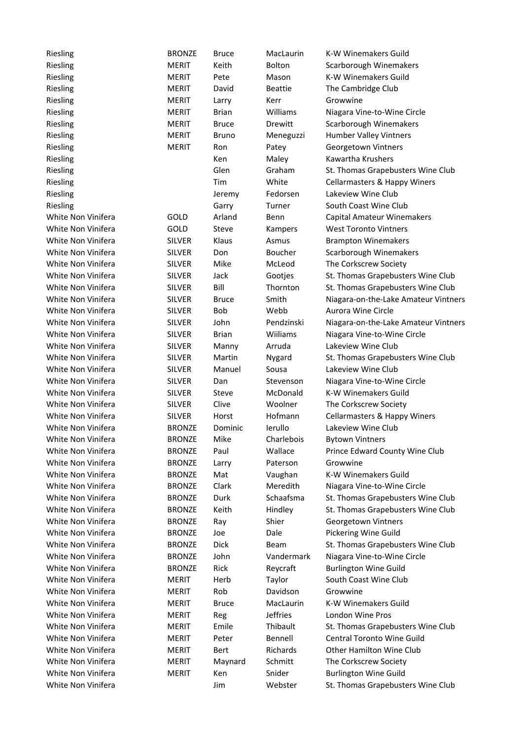| | | | | |
|---|---|---|---|---|
| Riesling | BRONZE | Bruce | MacLaurin | K-W Winemakers Guild |
| Riesling | MERIT | Keith | Bolton | Scarborough Winemakers |
| Riesling | MERIT | Pete | Mason | K-W Winemakers Guild |
| Riesling | MERIT | David | Beattie | The Cambridge Club |
| Riesling | MERIT | Larry | Kerr | Growwine |
| Riesling | MERIT | Brian | Williams | Niagara Vine-to-Wine Circle |
| Riesling | MERIT | Bruce | Drewitt | Scarborough Winemakers |
| Riesling | MERIT | Bruno | Meneguzzi | Humber Valley Vintners |
| Riesling | MERIT | Ron | Patey | Georgetown Vintners |
| Riesling | | Ken | Maley | Kawartha Krushers |
| Riesling | | Glen | Graham | St. Thomas Grapebusters Wine Club |
| Riesling | | Tim | White | Cellarmasters & Happy Winers |
| Riesling | | Jeremy | Fedorsen | Lakeview Wine Club |
| Riesling | | Garry | Turner | South Coast Wine Club |
| White Non Vinifera | GOLD | Arland | Benn | Capital Amateur Winemakers |
| White Non Vinifera | GOLD | Steve | Kampers | West Toronto Vintners |
| White Non Vinifera | SILVER | Klaus | Asmus | Brampton Winemakers |
| White Non Vinifera | SILVER | Don | Boucher | Scarborough Winemakers |
| White Non Vinifera | SILVER | Mike | McLeod | The Corkscrew Society |
| White Non Vinifera | SILVER | Jack | Gootjes | St. Thomas Grapebusters Wine Club |
| White Non Vinifera | SILVER | Bill | Thornton | St. Thomas Grapebusters Wine Club |
| White Non Vinifera | SILVER | Bruce | Smith | Niagara-on-the-Lake Amateur Vintners |
| White Non Vinifera | SILVER | Bob | Webb | Aurora Wine Circle |
| White Non Vinifera | SILVER | John | Pendzinski | Niagara-on-the-Lake Amateur Vintners |
| White Non Vinifera | SILVER | Brian | Wiiliams | Niagara Vine-to-Wine Circle |
| White Non Vinifera | SILVER | Manny | Arruda | Lakeview Wine Club |
| White Non Vinifera | SILVER | Martin | Nygard | St. Thomas Grapebusters Wine Club |
| White Non Vinifera | SILVER | Manuel | Sousa | Lakeview Wine Club |
| White Non Vinifera | SILVER | Dan | Stevenson | Niagara Vine-to-Wine Circle |
| White Non Vinifera | SILVER | Steve | McDonald | K-W Winemakers Guild |
| White Non Vinifera | SILVER | Clive | Woolner | The Corkscrew Society |
| White Non Vinifera | SILVER | Horst | Hofmann | Cellarmasters & Happy Winers |
| White Non Vinifera | BRONZE | Dominic | Ierullo | Lakeview Wine Club |
| White Non Vinifera | BRONZE | Mike | Charlebois | Bytown Vintners |
| White Non Vinifera | BRONZE | Paul | Wallace | Prince Edward County Wine Club |
| White Non Vinifera | BRONZE | Larry | Paterson | Growwine |
| White Non Vinifera | BRONZE | Mat | Vaughan | K-W Winemakers Guild |
| White Non Vinifera | BRONZE | Clark | Meredith | Niagara Vine-to-Wine Circle |
| White Non Vinifera | BRONZE | Durk | Schaafsma | St. Thomas Grapebusters Wine Club |
| White Non Vinifera | BRONZE | Keith | Hindley | St. Thomas Grapebusters Wine Club |
| White Non Vinifera | BRONZE | Ray | Shier | Georgetown Vintners |
| White Non Vinifera | BRONZE | Joe | Dale | Pickering Wine Guild |
| White Non Vinifera | BRONZE | Dick | Beam | St. Thomas Grapebusters Wine Club |
| White Non Vinifera | BRONZE | John | Vandermark | Niagara Vine-to-Wine Circle |
| White Non Vinifera | BRONZE | Rick | Reycraft | Burlington Wine Guild |
| White Non Vinifera | MERIT | Herb | Taylor | South Coast Wine Club |
| White Non Vinifera | MERIT | Rob | Davidson | Growwine |
| White Non Vinifera | MERIT | Bruce | MacLaurin | K-W Winemakers Guild |
| White Non Vinifera | MERIT | Reg | Jeffries | London Wine Pros |
| White Non Vinifera | MERIT | Emile | Thibault | St. Thomas Grapebusters Wine Club |
| White Non Vinifera | MERIT | Peter | Bennell | Central Toronto Wine Guild |
| White Non Vinifera | MERIT | Bert | Richards | Other Hamilton Wine Club |
| White Non Vinifera | MERIT | Maynard | Schmitt | The Corkscrew Society |
| White Non Vinifera | MERIT | Ken | Snider | Burlington Wine Guild |
| White Non Vinifera | | Jim | Webster | St. Thomas Grapebusters Wine Club |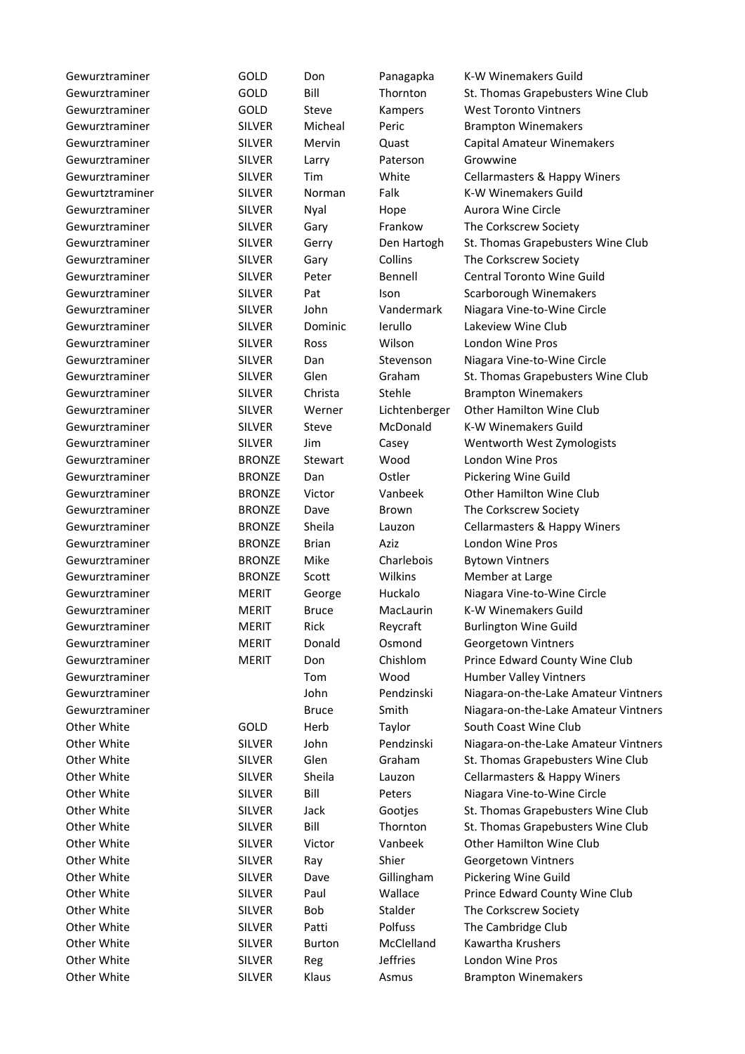| | | | | |
|---|---|---|---|---|
| Gewurztraminer | GOLD | Don | Panagapka | K-W Winemakers Guild |
| Gewurztraminer | GOLD | Bill | Thornton | St. Thomas Grapebusters Wine Club |
| Gewurztraminer | GOLD | Steve | Kampers | West Toronto Vintners |
| Gewurztraminer | SILVER | Micheal | Peric | Brampton Winemakers |
| Gewurztraminer | SILVER | Mervin | Quast | Capital Amateur Winemakers |
| Gewurztraminer | SILVER | Larry | Paterson | Growwine |
| Gewurztraminer | SILVER | Tim | White | Cellarmasters & Happy Winers |
| Gewurtztraminer | SILVER | Norman | Falk | K-W Winemakers Guild |
| Gewurztraminer | SILVER | Nyal | Hope | Aurora Wine Circle |
| Gewurztraminer | SILVER | Gary | Frankow | The Corkscrew Society |
| Gewurztraminer | SILVER | Gerry | Den Hartogh | St. Thomas Grapebusters Wine Club |
| Gewurztraminer | SILVER | Gary | Collins | The Corkscrew Society |
| Gewurztraminer | SILVER | Peter | Bennell | Central Toronto Wine Guild |
| Gewurztraminer | SILVER | Pat | Ison | Scarborough Winemakers |
| Gewurztraminer | SILVER | John | Vandermark | Niagara Vine-to-Wine Circle |
| Gewurztraminer | SILVER | Dominic | Ierullo | Lakeview Wine Club |
| Gewurztraminer | SILVER | Ross | Wilson | London Wine Pros |
| Gewurztraminer | SILVER | Dan | Stevenson | Niagara Vine-to-Wine Circle |
| Gewurztraminer | SILVER | Glen | Graham | St. Thomas Grapebusters Wine Club |
| Gewurztraminer | SILVER | Christa | Stehle | Brampton Winemakers |
| Gewurztraminer | SILVER | Werner | Lichtenberger | Other Hamilton Wine Club |
| Gewurztraminer | SILVER | Steve | McDonald | K-W Winemakers Guild |
| Gewurztraminer | SILVER | Jim | Casey | Wentworth West Zymologists |
| Gewurztraminer | BRONZE | Stewart | Wood | London Wine Pros |
| Gewurztraminer | BRONZE | Dan | Ostler | Pickering Wine Guild |
| Gewurztraminer | BRONZE | Victor | Vanbeek | Other Hamilton Wine Club |
| Gewurztraminer | BRONZE | Dave | Brown | The Corkscrew Society |
| Gewurztraminer | BRONZE | Sheila | Lauzon | Cellarmasters & Happy Winers |
| Gewurztraminer | BRONZE | Brian | Aziz | London Wine Pros |
| Gewurztraminer | BRONZE | Mike | Charlebois | Bytown Vintners |
| Gewurztraminer | BRONZE | Scott | Wilkins | Member at Large |
| Gewurztraminer | MERIT | George | Huckalo | Niagara Vine-to-Wine Circle |
| Gewurztraminer | MERIT | Bruce | MacLaurin | K-W Winemakers Guild |
| Gewurztraminer | MERIT | Rick | Reycraft | Burlington Wine Guild |
| Gewurztraminer | MERIT | Donald | Osmond | Georgetown Vintners |
| Gewurztraminer | MERIT | Don | Chishlom | Prince Edward County Wine Club |
| Gewurztraminer | | Tom | Wood | Humber Valley Vintners |
| Gewurztraminer | | John | Pendzinski | Niagara-on-the-Lake Amateur Vintners |
| Gewurztraminer | | Bruce | Smith | Niagara-on-the-Lake Amateur Vintners |
| Other White | GOLD | Herb | Taylor | South Coast Wine Club |
| Other White | SILVER | John | Pendzinski | Niagara-on-the-Lake Amateur Vintners |
| Other White | SILVER | Glen | Graham | St. Thomas Grapebusters Wine Club |
| Other White | SILVER | Sheila | Lauzon | Cellarmasters & Happy Winers |
| Other White | SILVER | Bill | Peters | Niagara Vine-to-Wine Circle |
| Other White | SILVER | Jack | Gootjes | St. Thomas Grapebusters Wine Club |
| Other White | SILVER | Bill | Thornton | St. Thomas Grapebusters Wine Club |
| Other White | SILVER | Victor | Vanbeek | Other Hamilton Wine Club |
| Other White | SILVER | Ray | Shier | Georgetown Vintners |
| Other White | SILVER | Dave | Gillingham | Pickering Wine Guild |
| Other White | SILVER | Paul | Wallace | Prince Edward County Wine Club |
| Other White | SILVER | Bob | Stalder | The Corkscrew Society |
| Other White | SILVER | Patti | Polfuss | The Cambridge Club |
| Other White | SILVER | Burton | McClelland | Kawartha Krushers |
| Other White | SILVER | Reg | Jeffries | London Wine Pros |
| Other White | SILVER | Klaus | Asmus | Brampton Winemakers |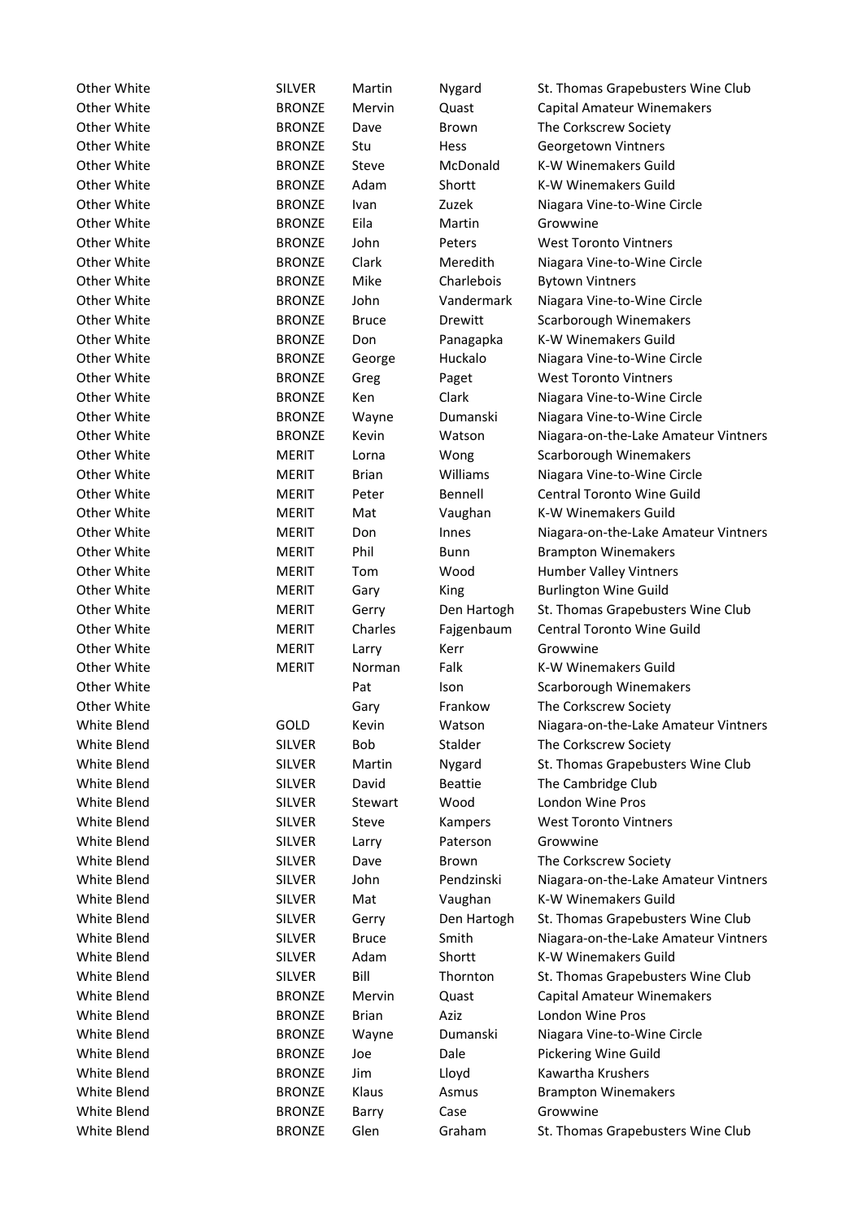| | | | | |
|---|---|---|---|---|
| Other White | SILVER | Martin | Nygard | St. Thomas Grapebusters Wine Club |
| Other White | BRONZE | Mervin | Quast | Capital Amateur Winemakers |
| Other White | BRONZE | Dave | Brown | The Corkscrew Society |
| Other White | BRONZE | Stu | Hess | Georgetown Vintners |
| Other White | BRONZE | Steve | McDonald | K-W Winemakers Guild |
| Other White | BRONZE | Adam | Shortt | K-W Winemakers Guild |
| Other White | BRONZE | Ivan | Zuzek | Niagara Vine-to-Wine Circle |
| Other White | BRONZE | Eila | Martin | Growwine |
| Other White | BRONZE | John | Peters | West Toronto Vintners |
| Other White | BRONZE | Clark | Meredith | Niagara Vine-to-Wine Circle |
| Other White | BRONZE | Mike | Charlebois | Bytown Vintners |
| Other White | BRONZE | John | Vandermark | Niagara Vine-to-Wine Circle |
| Other White | BRONZE | Bruce | Drewitt | Scarborough Winemakers |
| Other White | BRONZE | Don | Panagapka | K-W Winemakers Guild |
| Other White | BRONZE | George | Huckalo | Niagara Vine-to-Wine Circle |
| Other White | BRONZE | Greg | Paget | West Toronto Vintners |
| Other White | BRONZE | Ken | Clark | Niagara Vine-to-Wine Circle |
| Other White | BRONZE | Wayne | Dumanski | Niagara Vine-to-Wine Circle |
| Other White | BRONZE | Kevin | Watson | Niagara-on-the-Lake Amateur Vintners |
| Other White | MERIT | Lorna | Wong | Scarborough Winemakers |
| Other White | MERIT | Brian | Williams | Niagara Vine-to-Wine Circle |
| Other White | MERIT | Peter | Bennell | Central Toronto Wine Guild |
| Other White | MERIT | Mat | Vaughan | K-W Winemakers Guild |
| Other White | MERIT | Don | Innes | Niagara-on-the-Lake Amateur Vintners |
| Other White | MERIT | Phil | Bunn | Brampton Winemakers |
| Other White | MERIT | Tom | Wood | Humber Valley Vintners |
| Other White | MERIT | Gary | King | Burlington Wine Guild |
| Other White | MERIT | Gerry | Den Hartogh | St. Thomas Grapebusters Wine Club |
| Other White | MERIT | Charles | Fajgenbaum | Central Toronto Wine Guild |
| Other White | MERIT | Larry | Kerr | Growwine |
| Other White | MERIT | Norman | Falk | K-W Winemakers Guild |
| Other White | | Pat | Ison | Scarborough Winemakers |
| Other White | | Gary | Frankow | The Corkscrew Society |
| White Blend | GOLD | Kevin | Watson | Niagara-on-the-Lake Amateur Vintners |
| White Blend | SILVER | Bob | Stalder | The Corkscrew Society |
| White Blend | SILVER | Martin | Nygard | St. Thomas Grapebusters Wine Club |
| White Blend | SILVER | David | Beattie | The Cambridge Club |
| White Blend | SILVER | Stewart | Wood | London Wine Pros |
| White Blend | SILVER | Steve | Kampers | West Toronto Vintners |
| White Blend | SILVER | Larry | Paterson | Growwine |
| White Blend | SILVER | Dave | Brown | The Corkscrew Society |
| White Blend | SILVER | John | Pendzinski | Niagara-on-the-Lake Amateur Vintners |
| White Blend | SILVER | Mat | Vaughan | K-W Winemakers Guild |
| White Blend | SILVER | Gerry | Den Hartogh | St. Thomas Grapebusters Wine Club |
| White Blend | SILVER | Bruce | Smith | Niagara-on-the-Lake Amateur Vintners |
| White Blend | SILVER | Adam | Shortt | K-W Winemakers Guild |
| White Blend | SILVER | Bill | Thornton | St. Thomas Grapebusters Wine Club |
| White Blend | BRONZE | Mervin | Quast | Capital Amateur Winemakers |
| White Blend | BRONZE | Brian | Aziz | London Wine Pros |
| White Blend | BRONZE | Wayne | Dumanski | Niagara Vine-to-Wine Circle |
| White Blend | BRONZE | Joe | Dale | Pickering Wine Guild |
| White Blend | BRONZE | Jim | Lloyd | Kawartha Krushers |
| White Blend | BRONZE | Klaus | Asmus | Brampton Winemakers |
| White Blend | BRONZE | Barry | Case | Growwine |
| White Blend | BRONZE | Glen | Graham | St. Thomas Grapebusters Wine Club |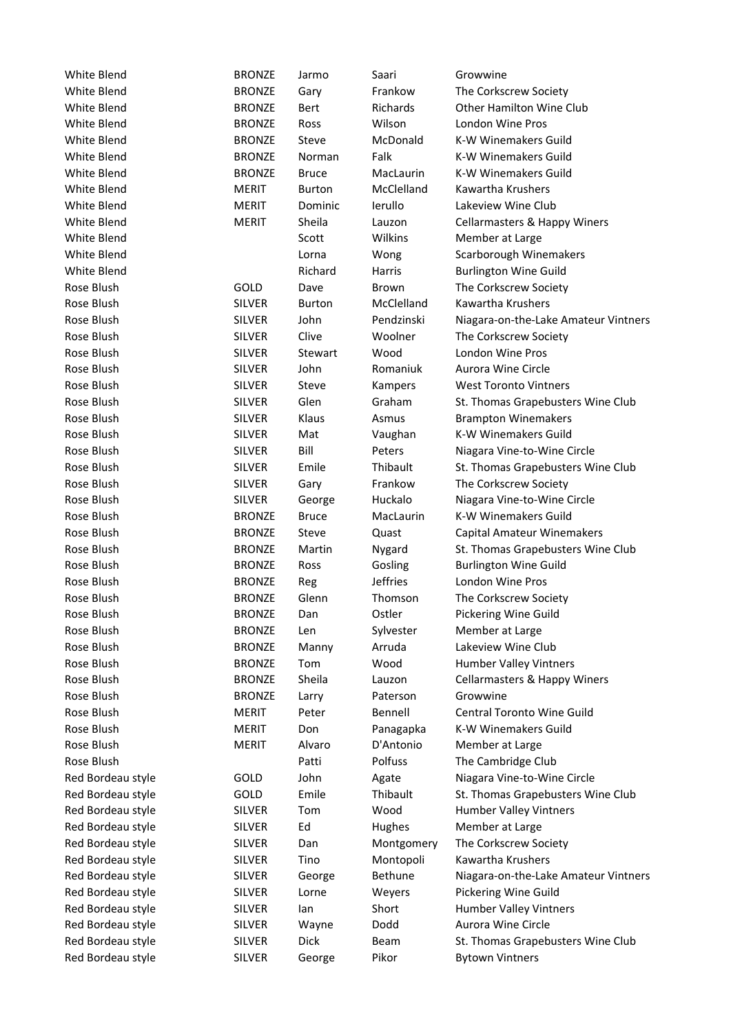| | | | | |
|---|---|---|---|---|
| White Blend | BRONZE | Jarmo | Saari | Growwine |
| White Blend | BRONZE | Gary | Frankow | The Corkscrew Society |
| White Blend | BRONZE | Bert | Richards | Other Hamilton Wine Club |
| White Blend | BRONZE | Ross | Wilson | London Wine Pros |
| White Blend | BRONZE | Steve | McDonald | K-W Winemakers Guild |
| White Blend | BRONZE | Norman | Falk | K-W Winemakers Guild |
| White Blend | BRONZE | Bruce | MacLaurin | K-W Winemakers Guild |
| White Blend | MERIT | Burton | McClelland | Kawartha Krushers |
| White Blend | MERIT | Dominic | Ierullo | Lakeview Wine Club |
| White Blend | MERIT | Sheila | Lauzon | Cellarmasters & Happy Winers |
| White Blend | | Scott | Wilkins | Member at Large |
| White Blend | | Lorna | Wong | Scarborough Winemakers |
| White Blend | | Richard | Harris | Burlington Wine Guild |
| Rose Blush | GOLD | Dave | Brown | The Corkscrew Society |
| Rose Blush | SILVER | Burton | McClelland | Kawartha Krushers |
| Rose Blush | SILVER | John | Pendzinski | Niagara-on-the-Lake Amateur Vintners |
| Rose Blush | SILVER | Clive | Woolner | The Corkscrew Society |
| Rose Blush | SILVER | Stewart | Wood | London Wine Pros |
| Rose Blush | SILVER | John | Romaniuk | Aurora Wine Circle |
| Rose Blush | SILVER | Steve | Kampers | West Toronto Vintners |
| Rose Blush | SILVER | Glen | Graham | St. Thomas Grapebusters Wine Club |
| Rose Blush | SILVER | Klaus | Asmus | Brampton Winemakers |
| Rose Blush | SILVER | Mat | Vaughan | K-W Winemakers Guild |
| Rose Blush | SILVER | Bill | Peters | Niagara Vine-to-Wine Circle |
| Rose Blush | SILVER | Emile | Thibault | St. Thomas Grapebusters Wine Club |
| Rose Blush | SILVER | Gary | Frankow | The Corkscrew Society |
| Rose Blush | SILVER | George | Huckalo | Niagara Vine-to-Wine Circle |
| Rose Blush | BRONZE | Bruce | MacLaurin | K-W Winemakers Guild |
| Rose Blush | BRONZE | Steve | Quast | Capital Amateur Winemakers |
| Rose Blush | BRONZE | Martin | Nygard | St. Thomas Grapebusters Wine Club |
| Rose Blush | BRONZE | Ross | Gosling | Burlington Wine Guild |
| Rose Blush | BRONZE | Reg | Jeffries | London Wine Pros |
| Rose Blush | BRONZE | Glenn | Thomson | The Corkscrew Society |
| Rose Blush | BRONZE | Dan | Ostler | Pickering Wine Guild |
| Rose Blush | BRONZE | Len | Sylvester | Member at Large |
| Rose Blush | BRONZE | Manny | Arruda | Lakeview Wine Club |
| Rose Blush | BRONZE | Tom | Wood | Humber Valley Vintners |
| Rose Blush | BRONZE | Sheila | Lauzon | Cellarmasters & Happy Winers |
| Rose Blush | BRONZE | Larry | Paterson | Growwine |
| Rose Blush | MERIT | Peter | Bennell | Central Toronto Wine Guild |
| Rose Blush | MERIT | Don | Panagapka | K-W Winemakers Guild |
| Rose Blush | MERIT | Alvaro | D'Antonio | Member at Large |
| Rose Blush | | Patti | Polfuss | The Cambridge Club |
| Red Bordeau style | GOLD | John | Agate | Niagara Vine-to-Wine Circle |
| Red Bordeau style | GOLD | Emile | Thibault | St. Thomas Grapebusters Wine Club |
| Red Bordeau style | SILVER | Tom | Wood | Humber Valley Vintners |
| Red Bordeau style | SILVER | Ed | Hughes | Member at Large |
| Red Bordeau style | SILVER | Dan | Montgomery | The Corkscrew Society |
| Red Bordeau style | SILVER | Tino | Montopoli | Kawartha Krushers |
| Red Bordeau style | SILVER | George | Bethune | Niagara-on-the-Lake Amateur Vintners |
| Red Bordeau style | SILVER | Lorne | Weyers | Pickering Wine Guild |
| Red Bordeau style | SILVER | Ian | Short | Humber Valley Vintners |
| Red Bordeau style | SILVER | Wayne | Dodd | Aurora Wine Circle |
| Red Bordeau style | SILVER | Dick | Beam | St. Thomas Grapebusters Wine Club |
| Red Bordeau style | SILVER | George | Pikor | Bytown Vintners |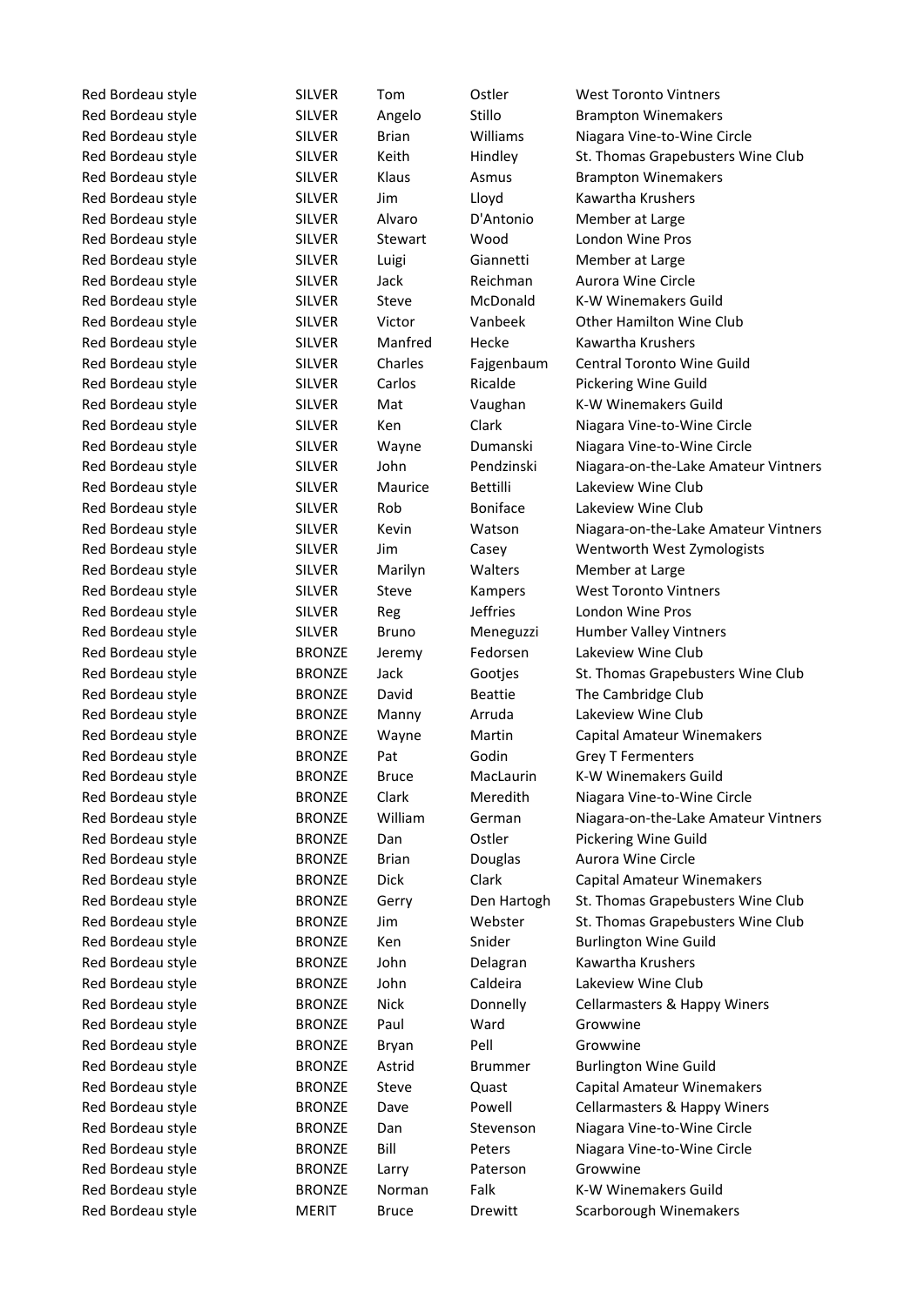| | | | | |
|---|---|---|---|---|
| Red Bordeau style | SILVER | Tom | Ostler | West Toronto Vintners |
| Red Bordeau style | SILVER | Angelo | Stillo | Brampton Winemakers |
| Red Bordeau style | SILVER | Brian | Williams | Niagara Vine-to-Wine Circle |
| Red Bordeau style | SILVER | Keith | Hindley | St. Thomas Grapebusters Wine Club |
| Red Bordeau style | SILVER | Klaus | Asmus | Brampton Winemakers |
| Red Bordeau style | SILVER | Jim | Lloyd | Kawartha Krushers |
| Red Bordeau style | SILVER | Alvaro | D'Antonio | Member at Large |
| Red Bordeau style | SILVER | Stewart | Wood | London Wine Pros |
| Red Bordeau style | SILVER | Luigi | Giannetti | Member at Large |
| Red Bordeau style | SILVER | Jack | Reichman | Aurora Wine Circle |
| Red Bordeau style | SILVER | Steve | McDonald | K-W Winemakers Guild |
| Red Bordeau style | SILVER | Victor | Vanbeek | Other Hamilton Wine Club |
| Red Bordeau style | SILVER | Manfred | Hecke | Kawartha Krushers |
| Red Bordeau style | SILVER | Charles | Fajgenbaum | Central Toronto Wine Guild |
| Red Bordeau style | SILVER | Carlos | Ricalde | Pickering Wine Guild |
| Red Bordeau style | SILVER | Mat | Vaughan | K-W Winemakers Guild |
| Red Bordeau style | SILVER | Ken | Clark | Niagara Vine-to-Wine Circle |
| Red Bordeau style | SILVER | Wayne | Dumanski | Niagara Vine-to-Wine Circle |
| Red Bordeau style | SILVER | John | Pendzinski | Niagara-on-the-Lake Amateur Vintners |
| Red Bordeau style | SILVER | Maurice | Bettilli | Lakeview Wine Club |
| Red Bordeau style | SILVER | Rob | Boniface | Lakeview Wine Club |
| Red Bordeau style | SILVER | Kevin | Watson | Niagara-on-the-Lake Amateur Vintners |
| Red Bordeau style | SILVER | Jim | Casey | Wentworth West Zymologists |
| Red Bordeau style | SILVER | Marilyn | Walters | Member at Large |
| Red Bordeau style | SILVER | Steve | Kampers | West Toronto Vintners |
| Red Bordeau style | SILVER | Reg | Jeffries | London Wine Pros |
| Red Bordeau style | SILVER | Bruno | Meneguzzi | Humber Valley Vintners |
| Red Bordeau style | BRONZE | Jeremy | Fedorsen | Lakeview Wine Club |
| Red Bordeau style | BRONZE | Jack | Gootjes | St. Thomas Grapebusters Wine Club |
| Red Bordeau style | BRONZE | David | Beattie | The Cambridge Club |
| Red Bordeau style | BRONZE | Manny | Arruda | Lakeview Wine Club |
| Red Bordeau style | BRONZE | Wayne | Martin | Capital Amateur Winemakers |
| Red Bordeau style | BRONZE | Pat | Godin | Grey T Fermenters |
| Red Bordeau style | BRONZE | Bruce | MacLaurin | K-W Winemakers Guild |
| Red Bordeau style | BRONZE | Clark | Meredith | Niagara Vine-to-Wine Circle |
| Red Bordeau style | BRONZE | William | German | Niagara-on-the-Lake Amateur Vintners |
| Red Bordeau style | BRONZE | Dan | Ostler | Pickering Wine Guild |
| Red Bordeau style | BRONZE | Brian | Douglas | Aurora Wine Circle |
| Red Bordeau style | BRONZE | Dick | Clark | Capital Amateur Winemakers |
| Red Bordeau style | BRONZE | Gerry | Den Hartogh | St. Thomas Grapebusters Wine Club |
| Red Bordeau style | BRONZE | Jim | Webster | St. Thomas Grapebusters Wine Club |
| Red Bordeau style | BRONZE | Ken | Snider | Burlington Wine Guild |
| Red Bordeau style | BRONZE | John | Delagran | Kawartha Krushers |
| Red Bordeau style | BRONZE | John | Caldeira | Lakeview Wine Club |
| Red Bordeau style | BRONZE | Nick | Donnelly | Cellarmasters & Happy Winers |
| Red Bordeau style | BRONZE | Paul | Ward | Growwine |
| Red Bordeau style | BRONZE | Bryan | Pell | Growwine |
| Red Bordeau style | BRONZE | Astrid | Brummer | Burlington Wine Guild |
| Red Bordeau style | BRONZE | Steve | Quast | Capital Amateur Winemakers |
| Red Bordeau style | BRONZE | Dave | Powell | Cellarmasters & Happy Winers |
| Red Bordeau style | BRONZE | Dan | Stevenson | Niagara Vine-to-Wine Circle |
| Red Bordeau style | BRONZE | Bill | Peters | Niagara Vine-to-Wine Circle |
| Red Bordeau style | BRONZE | Larry | Paterson | Growwine |
| Red Bordeau style | BRONZE | Norman | Falk | K-W Winemakers Guild |
| Red Bordeau style | MERIT | Bruce | Drewitt | Scarborough Winemakers |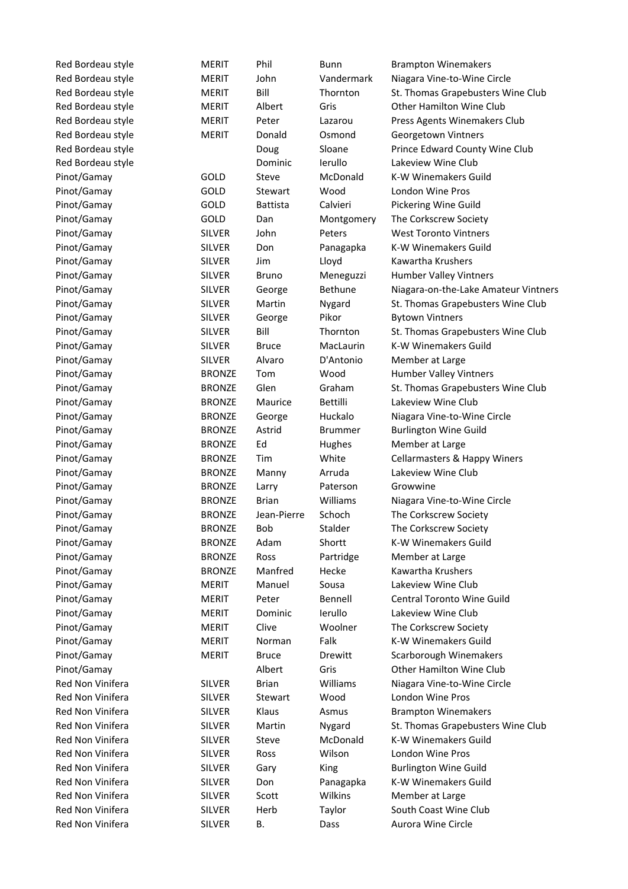| | | | | |
|---|---|---|---|---|
| Red Bordeau style | MERIT | Phil | Bunn | Brampton Winemakers |
| Red Bordeau style | MERIT | John | Vandermark | Niagara Vine-to-Wine Circle |
| Red Bordeau style | MERIT | Bill | Thornton | St. Thomas Grapebusters Wine Club |
| Red Bordeau style | MERIT | Albert | Gris | Other Hamilton Wine Club |
| Red Bordeau style | MERIT | Peter | Lazarou | Press Agents Winemakers Club |
| Red Bordeau style | MERIT | Donald | Osmond | Georgetown Vintners |
| Red Bordeau style | | Doug | Sloane | Prince Edward County Wine Club |
| Red Bordeau style | | Dominic | Ierullo | Lakeview Wine Club |
| Pinot/Gamay | GOLD | Steve | McDonald | K-W Winemakers Guild |
| Pinot/Gamay | GOLD | Stewart | Wood | London Wine Pros |
| Pinot/Gamay | GOLD | Battista | Calvieri | Pickering Wine Guild |
| Pinot/Gamay | GOLD | Dan | Montgomery | The Corkscrew Society |
| Pinot/Gamay | SILVER | John | Peters | West Toronto Vintners |
| Pinot/Gamay | SILVER | Don | Panagapka | K-W Winemakers Guild |
| Pinot/Gamay | SILVER | Jim | Lloyd | Kawartha Krushers |
| Pinot/Gamay | SILVER | Bruno | Meneguzzi | Humber Valley Vintners |
| Pinot/Gamay | SILVER | George | Bethune | Niagara-on-the-Lake Amateur Vintners |
| Pinot/Gamay | SILVER | Martin | Nygard | St. Thomas Grapebusters Wine Club |
| Pinot/Gamay | SILVER | George | Pikor | Bytown Vintners |
| Pinot/Gamay | SILVER | Bill | Thornton | St. Thomas Grapebusters Wine Club |
| Pinot/Gamay | SILVER | Bruce | MacLaurin | K-W Winemakers Guild |
| Pinot/Gamay | SILVER | Alvaro | D'Antonio | Member at Large |
| Pinot/Gamay | BRONZE | Tom | Wood | Humber Valley Vintners |
| Pinot/Gamay | BRONZE | Glen | Graham | St. Thomas Grapebusters Wine Club |
| Pinot/Gamay | BRONZE | Maurice | Bettilli | Lakeview Wine Club |
| Pinot/Gamay | BRONZE | George | Huckalo | Niagara Vine-to-Wine Circle |
| Pinot/Gamay | BRONZE | Astrid | Brummer | Burlington Wine Guild |
| Pinot/Gamay | BRONZE | Ed | Hughes | Member at Large |
| Pinot/Gamay | BRONZE | Tim | White | Cellarmasters & Happy Winers |
| Pinot/Gamay | BRONZE | Manny | Arruda | Lakeview Wine Club |
| Pinot/Gamay | BRONZE | Larry | Paterson | Growwine |
| Pinot/Gamay | BRONZE | Brian | Williams | Niagara Vine-to-Wine Circle |
| Pinot/Gamay | BRONZE | Jean-Pierre | Schoch | The Corkscrew Society |
| Pinot/Gamay | BRONZE | Bob | Stalder | The Corkscrew Society |
| Pinot/Gamay | BRONZE | Adam | Shortt | K-W Winemakers Guild |
| Pinot/Gamay | BRONZE | Ross | Partridge | Member at Large |
| Pinot/Gamay | BRONZE | Manfred | Hecke | Kawartha Krushers |
| Pinot/Gamay | MERIT | Manuel | Sousa | Lakeview Wine Club |
| Pinot/Gamay | MERIT | Peter | Bennell | Central Toronto Wine Guild |
| Pinot/Gamay | MERIT | Dominic | Ierullo | Lakeview Wine Club |
| Pinot/Gamay | MERIT | Clive | Woolner | The Corkscrew Society |
| Pinot/Gamay | MERIT | Norman | Falk | K-W Winemakers Guild |
| Pinot/Gamay | MERIT | Bruce | Drewitt | Scarborough Winemakers |
| Pinot/Gamay | | Albert | Gris | Other Hamilton Wine Club |
| Red Non Vinifera | SILVER | Brian | Williams | Niagara Vine-to-Wine Circle |
| Red Non Vinifera | SILVER | Stewart | Wood | London Wine Pros |
| Red Non Vinifera | SILVER | Klaus | Asmus | Brampton Winemakers |
| Red Non Vinifera | SILVER | Martin | Nygard | St. Thomas Grapebusters Wine Club |
| Red Non Vinifera | SILVER | Steve | McDonald | K-W Winemakers Guild |
| Red Non Vinifera | SILVER | Ross | Wilson | London Wine Pros |
| Red Non Vinifera | SILVER | Gary | King | Burlington Wine Guild |
| Red Non Vinifera | SILVER | Don | Panagapka | K-W Winemakers Guild |
| Red Non Vinifera | SILVER | Scott | Wilkins | Member at Large |
| Red Non Vinifera | SILVER | Herb | Taylor | South Coast Wine Club |
| Red Non Vinifera | SILVER | B. | Dass | Aurora Wine Circle |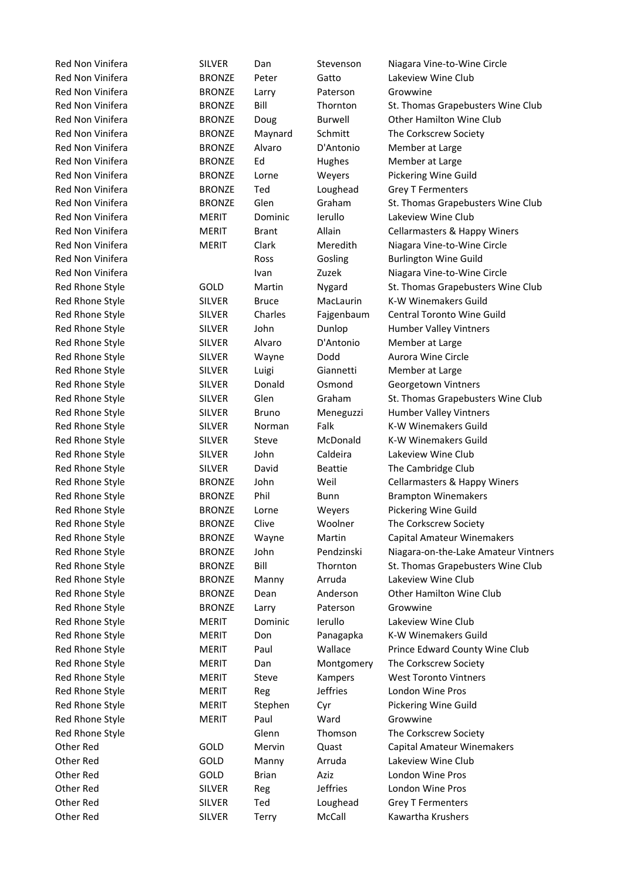| | | | | |
|---|---|---|---|---|
| Red Non Vinifera | SILVER | Dan | Stevenson | Niagara Vine-to-Wine Circle |
| Red Non Vinifera | BRONZE | Peter | Gatto | Lakeview Wine Club |
| Red Non Vinifera | BRONZE | Larry | Paterson | Growwine |
| Red Non Vinifera | BRONZE | Bill | Thornton | St. Thomas Grapebusters Wine Club |
| Red Non Vinifera | BRONZE | Doug | Burwell | Other Hamilton Wine Club |
| Red Non Vinifera | BRONZE | Maynard | Schmitt | The Corkscrew Society |
| Red Non Vinifera | BRONZE | Alvaro | D'Antonio | Member at Large |
| Red Non Vinifera | BRONZE | Ed | Hughes | Member at Large |
| Red Non Vinifera | BRONZE | Lorne | Weyers | Pickering Wine Guild |
| Red Non Vinifera | BRONZE | Ted | Loughead | Grey T Fermenters |
| Red Non Vinifera | BRONZE | Glen | Graham | St. Thomas Grapebusters Wine Club |
| Red Non Vinifera | MERIT | Dominic | Ierullo | Lakeview Wine Club |
| Red Non Vinifera | MERIT | Brant | Allain | Cellarmasters & Happy Winers |
| Red Non Vinifera | MERIT | Clark | Meredith | Niagara Vine-to-Wine Circle |
| Red Non Vinifera | | Ross | Gosling | Burlington Wine Guild |
| Red Non Vinifera | | Ivan | Zuzek | Niagara Vine-to-Wine Circle |
| Red Rhone Style | GOLD | Martin | Nygard | St. Thomas Grapebusters Wine Club |
| Red Rhone Style | SILVER | Bruce | MacLaurin | K-W Winemakers Guild |
| Red Rhone Style | SILVER | Charles | Fajgenbaum | Central Toronto Wine Guild |
| Red Rhone Style | SILVER | John | Dunlop | Humber Valley Vintners |
| Red Rhone Style | SILVER | Alvaro | D'Antonio | Member at Large |
| Red Rhone Style | SILVER | Wayne | Dodd | Aurora Wine Circle |
| Red Rhone Style | SILVER | Luigi | Giannetti | Member at Large |
| Red Rhone Style | SILVER | Donald | Osmond | Georgetown Vintners |
| Red Rhone Style | SILVER | Glen | Graham | St. Thomas Grapebusters Wine Club |
| Red Rhone Style | SILVER | Bruno | Meneguzzi | Humber Valley Vintners |
| Red Rhone Style | SILVER | Norman | Falk | K-W Winemakers Guild |
| Red Rhone Style | SILVER | Steve | McDonald | K-W Winemakers Guild |
| Red Rhone Style | SILVER | John | Caldeira | Lakeview Wine Club |
| Red Rhone Style | SILVER | David | Beattie | The Cambridge Club |
| Red Rhone Style | BRONZE | John | Weil | Cellarmasters & Happy Winers |
| Red Rhone Style | BRONZE | Phil | Bunn | Brampton Winemakers |
| Red Rhone Style | BRONZE | Lorne | Weyers | Pickering Wine Guild |
| Red Rhone Style | BRONZE | Clive | Woolner | The Corkscrew Society |
| Red Rhone Style | BRONZE | Wayne | Martin | Capital Amateur Winemakers |
| Red Rhone Style | BRONZE | John | Pendzinski | Niagara-on-the-Lake Amateur Vintners |
| Red Rhone Style | BRONZE | Bill | Thornton | St. Thomas Grapebusters Wine Club |
| Red Rhone Style | BRONZE | Manny | Arruda | Lakeview Wine Club |
| Red Rhone Style | BRONZE | Dean | Anderson | Other Hamilton Wine Club |
| Red Rhone Style | BRONZE | Larry | Paterson | Growwine |
| Red Rhone Style | MERIT | Dominic | Ierullo | Lakeview Wine Club |
| Red Rhone Style | MERIT | Don | Panagapka | K-W Winemakers Guild |
| Red Rhone Style | MERIT | Paul | Wallace | Prince Edward County Wine Club |
| Red Rhone Style | MERIT | Dan | Montgomery | The Corkscrew Society |
| Red Rhone Style | MERIT | Steve | Kampers | West Toronto Vintners |
| Red Rhone Style | MERIT | Reg | Jeffries | London Wine Pros |
| Red Rhone Style | MERIT | Stephen | Cyr | Pickering Wine Guild |
| Red Rhone Style | MERIT | Paul | Ward | Growwine |
| Red Rhone Style | | Glenn | Thomson | The Corkscrew Society |
| Other Red | GOLD | Mervin | Quast | Capital Amateur Winemakers |
| Other Red | GOLD | Manny | Arruda | Lakeview Wine Club |
| Other Red | GOLD | Brian | Aziz | London Wine Pros |
| Other Red | SILVER | Reg | Jeffries | London Wine Pros |
| Other Red | SILVER | Ted | Loughead | Grey T Fermenters |
| Other Red | SILVER | Terry | McCall | Kawartha Krushers |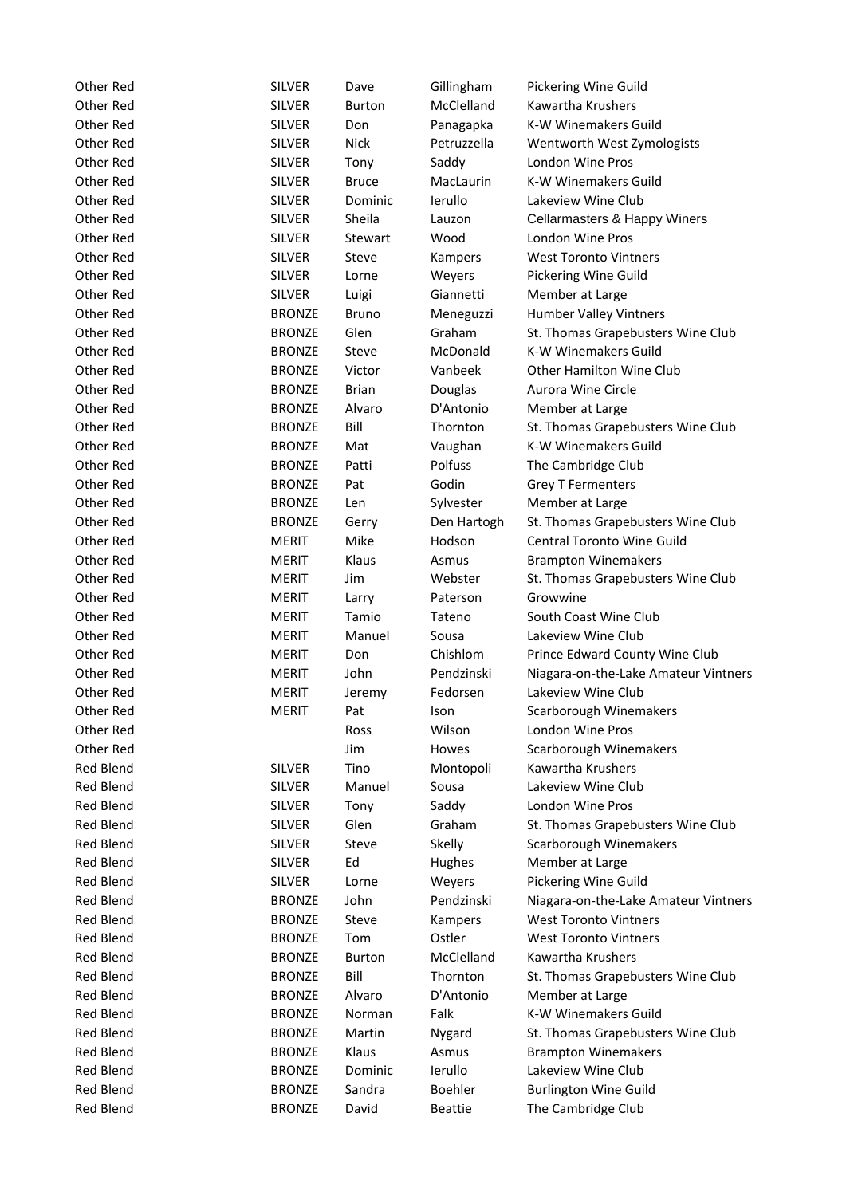| | | | | |
|---|---|---|---|---|
| Other Red | SILVER | Dave | Gillingham | Pickering Wine Guild |
| Other Red | SILVER | Burton | McClelland | Kawartha Krushers |
| Other Red | SILVER | Don | Panagapka | K-W Winemakers Guild |
| Other Red | SILVER | Nick | Petruzzella | Wentworth West Zymologists |
| Other Red | SILVER | Tony | Saddy | London Wine Pros |
| Other Red | SILVER | Bruce | MacLaurin | K-W Winemakers Guild |
| Other Red | SILVER | Dominic | Ierullo | Lakeview Wine Club |
| Other Red | SILVER | Sheila | Lauzon | Cellarmasters & Happy Winers |
| Other Red | SILVER | Stewart | Wood | London Wine Pros |
| Other Red | SILVER | Steve | Kampers | West Toronto Vintners |
| Other Red | SILVER | Lorne | Weyers | Pickering Wine Guild |
| Other Red | SILVER | Luigi | Giannetti | Member at Large |
| Other Red | BRONZE | Bruno | Meneguzzi | Humber Valley Vintners |
| Other Red | BRONZE | Glen | Graham | St. Thomas Grapebusters Wine Club |
| Other Red | BRONZE | Steve | McDonald | K-W Winemakers Guild |
| Other Red | BRONZE | Victor | Vanbeek | Other Hamilton Wine Club |
| Other Red | BRONZE | Brian | Douglas | Aurora Wine Circle |
| Other Red | BRONZE | Alvaro | D'Antonio | Member at Large |
| Other Red | BRONZE | Bill | Thornton | St. Thomas Grapebusters Wine Club |
| Other Red | BRONZE | Mat | Vaughan | K-W Winemakers Guild |
| Other Red | BRONZE | Patti | Polfuss | The Cambridge Club |
| Other Red | BRONZE | Pat | Godin | Grey T Fermenters |
| Other Red | BRONZE | Len | Sylvester | Member at Large |
| Other Red | BRONZE | Gerry | Den Hartogh | St. Thomas Grapebusters Wine Club |
| Other Red | MERIT | Mike | Hodson | Central Toronto Wine Guild |
| Other Red | MERIT | Klaus | Asmus | Brampton Winemakers |
| Other Red | MERIT | Jim | Webster | St. Thomas Grapebusters Wine Club |
| Other Red | MERIT | Larry | Paterson | Growwine |
| Other Red | MERIT | Tamio | Tateno | South Coast Wine Club |
| Other Red | MERIT | Manuel | Sousa | Lakeview Wine Club |
| Other Red | MERIT | Don | Chishlom | Prince Edward County Wine Club |
| Other Red | MERIT | John | Pendzinski | Niagara-on-the-Lake Amateur Vintners |
| Other Red | MERIT | Jeremy | Fedorsen | Lakeview Wine Club |
| Other Red | MERIT | Pat | Ison | Scarborough Winemakers |
| Other Red | | Ross | Wilson | London Wine Pros |
| Other Red | | Jim | Howes | Scarborough Winemakers |
| Red Blend | SILVER | Tino | Montopoli | Kawartha Krushers |
| Red Blend | SILVER | Manuel | Sousa | Lakeview Wine Club |
| Red Blend | SILVER | Tony | Saddy | London Wine Pros |
| Red Blend | SILVER | Glen | Graham | St. Thomas Grapebusters Wine Club |
| Red Blend | SILVER | Steve | Skelly | Scarborough Winemakers |
| Red Blend | SILVER | Ed | Hughes | Member at Large |
| Red Blend | SILVER | Lorne | Weyers | Pickering Wine Guild |
| Red Blend | BRONZE | John | Pendzinski | Niagara-on-the-Lake Amateur Vintners |
| Red Blend | BRONZE | Steve | Kampers | West Toronto Vintners |
| Red Blend | BRONZE | Tom | Ostler | West Toronto Vintners |
| Red Blend | BRONZE | Burton | McClelland | Kawartha Krushers |
| Red Blend | BRONZE | Bill | Thornton | St. Thomas Grapebusters Wine Club |
| Red Blend | BRONZE | Alvaro | D'Antonio | Member at Large |
| Red Blend | BRONZE | Norman | Falk | K-W Winemakers Guild |
| Red Blend | BRONZE | Martin | Nygard | St. Thomas Grapebusters Wine Club |
| Red Blend | BRONZE | Klaus | Asmus | Brampton Winemakers |
| Red Blend | BRONZE | Dominic | Ierullo | Lakeview Wine Club |
| Red Blend | BRONZE | Sandra | Boehler | Burlington Wine Guild |
| Red Blend | BRONZE | David | Beattie | The Cambridge Club |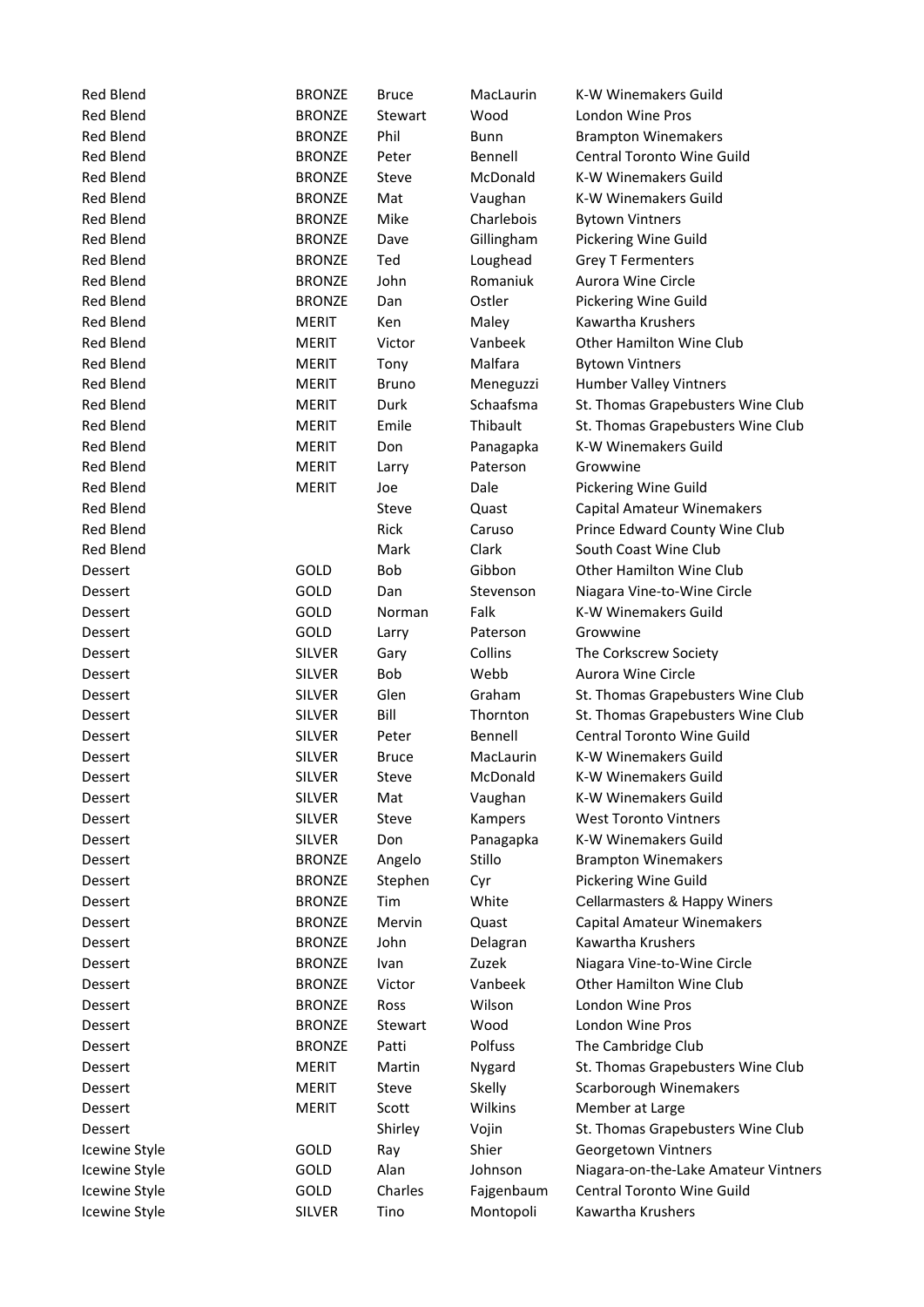| | | | | |
|---|---|---|---|---|
| Red Blend | BRONZE | Bruce | MacLaurin | K-W Winemakers Guild |
| Red Blend | BRONZE | Stewart | Wood | London Wine Pros |
| Red Blend | BRONZE | Phil | Bunn | Brampton Winemakers |
| Red Blend | BRONZE | Peter | Bennell | Central Toronto Wine Guild |
| Red Blend | BRONZE | Steve | McDonald | K-W Winemakers Guild |
| Red Blend | BRONZE | Mat | Vaughan | K-W Winemakers Guild |
| Red Blend | BRONZE | Mike | Charlebois | Bytown Vintners |
| Red Blend | BRONZE | Dave | Gillingham | Pickering Wine Guild |
| Red Blend | BRONZE | Ted | Loughead | Grey T Fermenters |
| Red Blend | BRONZE | John | Romaniuk | Aurora Wine Circle |
| Red Blend | BRONZE | Dan | Ostler | Pickering Wine Guild |
| Red Blend | MERIT | Ken | Maley | Kawartha Krushers |
| Red Blend | MERIT | Victor | Vanbeek | Other Hamilton Wine Club |
| Red Blend | MERIT | Tony | Malfara | Bytown Vintners |
| Red Blend | MERIT | Bruno | Meneguzzi | Humber Valley Vintners |
| Red Blend | MERIT | Durk | Schaafsma | St. Thomas Grapebusters Wine Club |
| Red Blend | MERIT | Emile | Thibault | St. Thomas Grapebusters Wine Club |
| Red Blend | MERIT | Don | Panagapka | K-W Winemakers Guild |
| Red Blend | MERIT | Larry | Paterson | Growwine |
| Red Blend | MERIT | Joe | Dale | Pickering Wine Guild |
| Red Blend | | Steve | Quast | Capital Amateur Winemakers |
| Red Blend | | Rick | Caruso | Prince Edward County Wine Club |
| Red Blend | | Mark | Clark | South Coast Wine Club |
| Dessert | GOLD | Bob | Gibbon | Other Hamilton Wine Club |
| Dessert | GOLD | Dan | Stevenson | Niagara Vine-to-Wine Circle |
| Dessert | GOLD | Norman | Falk | K-W Winemakers Guild |
| Dessert | GOLD | Larry | Paterson | Growwine |
| Dessert | SILVER | Gary | Collins | The Corkscrew Society |
| Dessert | SILVER | Bob | Webb | Aurora Wine Circle |
| Dessert | SILVER | Glen | Graham | St. Thomas Grapebusters Wine Club |
| Dessert | SILVER | Bill | Thornton | St. Thomas Grapebusters Wine Club |
| Dessert | SILVER | Peter | Bennell | Central Toronto Wine Guild |
| Dessert | SILVER | Bruce | MacLaurin | K-W Winemakers Guild |
| Dessert | SILVER | Steve | McDonald | K-W Winemakers Guild |
| Dessert | SILVER | Mat | Vaughan | K-W Winemakers Guild |
| Dessert | SILVER | Steve | Kampers | West Toronto Vintners |
| Dessert | SILVER | Don | Panagapka | K-W Winemakers Guild |
| Dessert | BRONZE | Angelo | Stillo | Brampton Winemakers |
| Dessert | BRONZE | Stephen | Cyr | Pickering Wine Guild |
| Dessert | BRONZE | Tim | White | Cellarmasters & Happy Winers |
| Dessert | BRONZE | Mervin | Quast | Capital Amateur Winemakers |
| Dessert | BRONZE | John | Delagran | Kawartha Krushers |
| Dessert | BRONZE | Ivan | Zuzek | Niagara Vine-to-Wine Circle |
| Dessert | BRONZE | Victor | Vanbeek | Other Hamilton Wine Club |
| Dessert | BRONZE | Ross | Wilson | London Wine Pros |
| Dessert | BRONZE | Stewart | Wood | London Wine Pros |
| Dessert | BRONZE | Patti | Polfuss | The Cambridge Club |
| Dessert | MERIT | Martin | Nygard | St. Thomas Grapebusters Wine Club |
| Dessert | MERIT | Steve | Skelly | Scarborough Winemakers |
| Dessert | MERIT | Scott | Wilkins | Member at Large |
| Dessert | | Shirley | Vojin | St. Thomas Grapebusters Wine Club |
| Icewine Style | GOLD | Ray | Shier | Georgetown Vintners |
| Icewine Style | GOLD | Alan | Johnson | Niagara-on-the-Lake Amateur Vintners |
| Icewine Style | GOLD | Charles | Fajgenbaum | Central Toronto Wine Guild |
| Icewine Style | SILVER | Tino | Montopoli | Kawartha Krushers |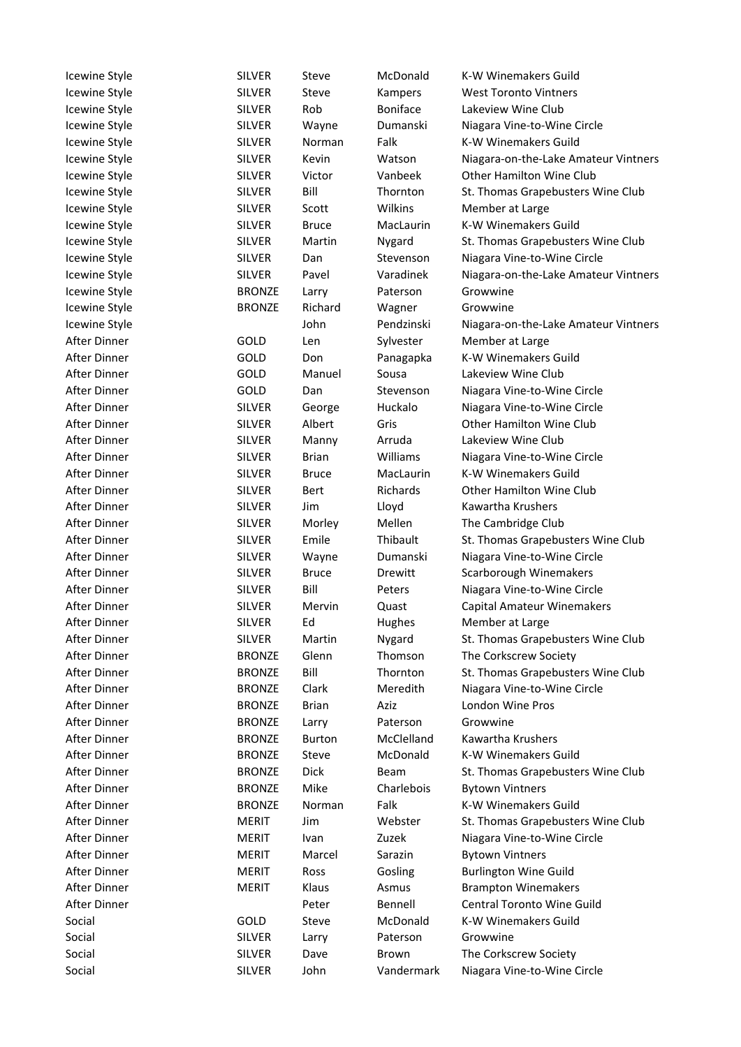| | | | | |
|---|---|---|---|---|
| Icewine Style | SILVER | Steve | McDonald | K-W Winemakers Guild |
| Icewine Style | SILVER | Steve | Kampers | West Toronto Vintners |
| Icewine Style | SILVER | Rob | Boniface | Lakeview Wine Club |
| Icewine Style | SILVER | Wayne | Dumanski | Niagara Vine-to-Wine Circle |
| Icewine Style | SILVER | Norman | Falk | K-W Winemakers Guild |
| Icewine Style | SILVER | Kevin | Watson | Niagara-on-the-Lake Amateur Vintners |
| Icewine Style | SILVER | Victor | Vanbeek | Other Hamilton Wine Club |
| Icewine Style | SILVER | Bill | Thornton | St. Thomas Grapebusters Wine Club |
| Icewine Style | SILVER | Scott | Wilkins | Member at Large |
| Icewine Style | SILVER | Bruce | MacLaurin | K-W Winemakers Guild |
| Icewine Style | SILVER | Martin | Nygard | St. Thomas Grapebusters Wine Club |
| Icewine Style | SILVER | Dan | Stevenson | Niagara Vine-to-Wine Circle |
| Icewine Style | SILVER | Pavel | Varadinek | Niagara-on-the-Lake Amateur Vintners |
| Icewine Style | BRONZE | Larry | Paterson | Growwine |
| Icewine Style | BRONZE | Richard | Wagner | Growwine |
| Icewine Style | | John | Pendzinski | Niagara-on-the-Lake Amateur Vintners |
| After Dinner | GOLD | Len | Sylvester | Member at Large |
| After Dinner | GOLD | Don | Panagapka | K-W Winemakers Guild |
| After Dinner | GOLD | Manuel | Sousa | Lakeview Wine Club |
| After Dinner | GOLD | Dan | Stevenson | Niagara Vine-to-Wine Circle |
| After Dinner | SILVER | George | Huckalo | Niagara Vine-to-Wine Circle |
| After Dinner | SILVER | Albert | Gris | Other Hamilton Wine Club |
| After Dinner | SILVER | Manny | Arruda | Lakeview Wine Club |
| After Dinner | SILVER | Brian | Williams | Niagara Vine-to-Wine Circle |
| After Dinner | SILVER | Bruce | MacLaurin | K-W Winemakers Guild |
| After Dinner | SILVER | Bert | Richards | Other Hamilton Wine Club |
| After Dinner | SILVER | Jim | Lloyd | Kawartha Krushers |
| After Dinner | SILVER | Morley | Mellen | The Cambridge Club |
| After Dinner | SILVER | Emile | Thibault | St. Thomas Grapebusters Wine Club |
| After Dinner | SILVER | Wayne | Dumanski | Niagara Vine-to-Wine Circle |
| After Dinner | SILVER | Bruce | Drewitt | Scarborough Winemakers |
| After Dinner | SILVER | Bill | Peters | Niagara Vine-to-Wine Circle |
| After Dinner | SILVER | Mervin | Quast | Capital Amateur Winemakers |
| After Dinner | SILVER | Ed | Hughes | Member at Large |
| After Dinner | SILVER | Martin | Nygard | St. Thomas Grapebusters Wine Club |
| After Dinner | BRONZE | Glenn | Thomson | The Corkscrew Society |
| After Dinner | BRONZE | Bill | Thornton | St. Thomas Grapebusters Wine Club |
| After Dinner | BRONZE | Clark | Meredith | Niagara Vine-to-Wine Circle |
| After Dinner | BRONZE | Brian | Aziz | London Wine Pros |
| After Dinner | BRONZE | Larry | Paterson | Growwine |
| After Dinner | BRONZE | Burton | McClelland | Kawartha Krushers |
| After Dinner | BRONZE | Steve | McDonald | K-W Winemakers Guild |
| After Dinner | BRONZE | Dick | Beam | St. Thomas Grapebusters Wine Club |
| After Dinner | BRONZE | Mike | Charlebois | Bytown Vintners |
| After Dinner | BRONZE | Norman | Falk | K-W Winemakers Guild |
| After Dinner | MERIT | Jim | Webster | St. Thomas Grapebusters Wine Club |
| After Dinner | MERIT | Ivan | Zuzek | Niagara Vine-to-Wine Circle |
| After Dinner | MERIT | Marcel | Sarazin | Bytown Vintners |
| After Dinner | MERIT | Ross | Gosling | Burlington Wine Guild |
| After Dinner | MERIT | Klaus | Asmus | Brampton Winemakers |
| After Dinner | | Peter | Bennell | Central Toronto Wine Guild |
| Social | GOLD | Steve | McDonald | K-W Winemakers Guild |
| Social | SILVER | Larry | Paterson | Growwine |
| Social | SILVER | Dave | Brown | The Corkscrew Society |
| Social | SILVER | John | Vandermark | Niagara Vine-to-Wine Circle |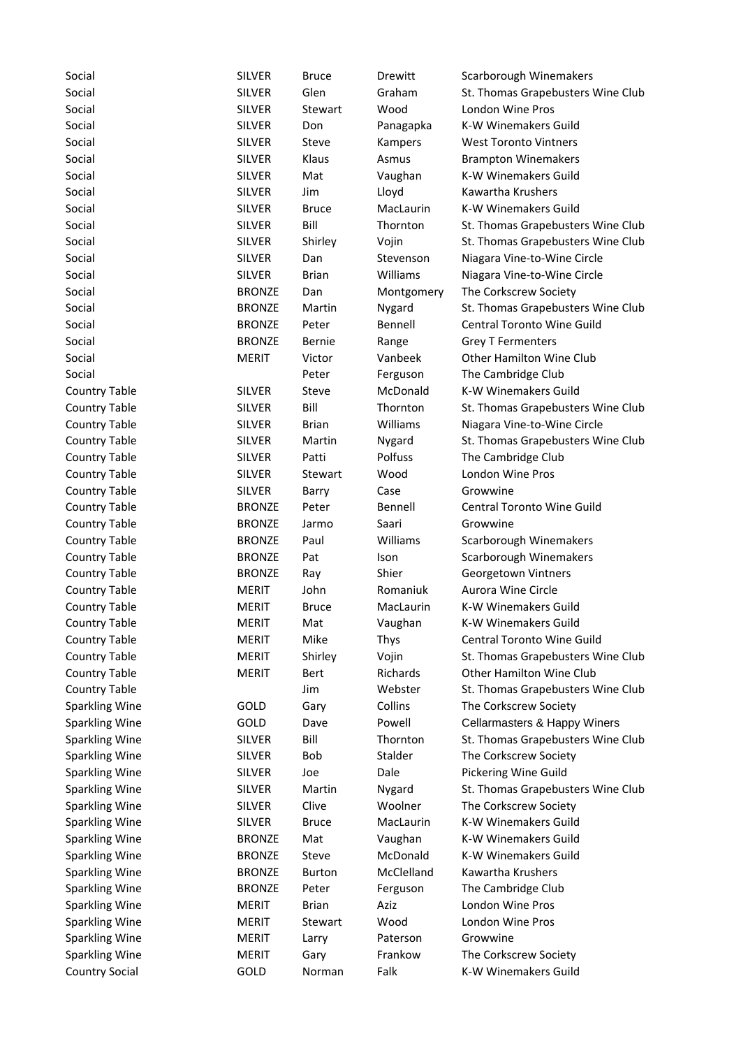| | | | | |
|---|---|---|---|---|
| Social | SILVER | Bruce | Drewitt | Scarborough Winemakers |
| Social | SILVER | Glen | Graham | St. Thomas Grapebusters Wine Club |
| Social | SILVER | Stewart | Wood | London Wine Pros |
| Social | SILVER | Don | Panagapka | K-W Winemakers Guild |
| Social | SILVER | Steve | Kampers | West Toronto Vintners |
| Social | SILVER | Klaus | Asmus | Brampton Winemakers |
| Social | SILVER | Mat | Vaughan | K-W Winemakers Guild |
| Social | SILVER | Jim | Lloyd | Kawartha Krushers |
| Social | SILVER | Bruce | MacLaurin | K-W Winemakers Guild |
| Social | SILVER | Bill | Thornton | St. Thomas Grapebusters Wine Club |
| Social | SILVER | Shirley | Vojin | St. Thomas Grapebusters Wine Club |
| Social | SILVER | Dan | Stevenson | Niagara Vine-to-Wine Circle |
| Social | SILVER | Brian | Williams | Niagara Vine-to-Wine Circle |
| Social | BRONZE | Dan | Montgomery | The Corkscrew Society |
| Social | BRONZE | Martin | Nygard | St. Thomas Grapebusters Wine Club |
| Social | BRONZE | Peter | Bennell | Central Toronto Wine Guild |
| Social | BRONZE | Bernie | Range | Grey T Fermenters |
| Social | MERIT | Victor | Vanbeek | Other Hamilton Wine Club |
| Social | | Peter | Ferguson | The Cambridge Club |
| Country Table | SILVER | Steve | McDonald | K-W Winemakers Guild |
| Country Table | SILVER | Bill | Thornton | St. Thomas Grapebusters Wine Club |
| Country Table | SILVER | Brian | Williams | Niagara Vine-to-Wine Circle |
| Country Table | SILVER | Martin | Nygard | St. Thomas Grapebusters Wine Club |
| Country Table | SILVER | Patti | Polfuss | The Cambridge Club |
| Country Table | SILVER | Stewart | Wood | London Wine Pros |
| Country Table | SILVER | Barry | Case | Growwine |
| Country Table | BRONZE | Peter | Bennell | Central Toronto Wine Guild |
| Country Table | BRONZE | Jarmo | Saari | Growwine |
| Country Table | BRONZE | Paul | Williams | Scarborough Winemakers |
| Country Table | BRONZE | Pat | Ison | Scarborough Winemakers |
| Country Table | BRONZE | Ray | Shier | Georgetown Vintners |
| Country Table | MERIT | John | Romaniuk | Aurora Wine Circle |
| Country Table | MERIT | Bruce | MacLaurin | K-W Winemakers Guild |
| Country Table | MERIT | Mat | Vaughan | K-W Winemakers Guild |
| Country Table | MERIT | Mike | Thys | Central Toronto Wine Guild |
| Country Table | MERIT | Shirley | Vojin | St. Thomas Grapebusters Wine Club |
| Country Table | MERIT | Bert | Richards | Other Hamilton Wine Club |
| Country Table | | Jim | Webster | St. Thomas Grapebusters Wine Club |
| Sparkling Wine | GOLD | Gary | Collins | The Corkscrew Society |
| Sparkling Wine | GOLD | Dave | Powell | Cellarmasters & Happy Winers |
| Sparkling Wine | SILVER | Bill | Thornton | St. Thomas Grapebusters Wine Club |
| Sparkling Wine | SILVER | Bob | Stalder | The Corkscrew Society |
| Sparkling Wine | SILVER | Joe | Dale | Pickering Wine Guild |
| Sparkling Wine | SILVER | Martin | Nygard | St. Thomas Grapebusters Wine Club |
| Sparkling Wine | SILVER | Clive | Woolner | The Corkscrew Society |
| Sparkling Wine | SILVER | Bruce | MacLaurin | K-W Winemakers Guild |
| Sparkling Wine | BRONZE | Mat | Vaughan | K-W Winemakers Guild |
| Sparkling Wine | BRONZE | Steve | McDonald | K-W Winemakers Guild |
| Sparkling Wine | BRONZE | Burton | McClelland | Kawartha Krushers |
| Sparkling Wine | BRONZE | Peter | Ferguson | The Cambridge Club |
| Sparkling Wine | MERIT | Brian | Aziz | London Wine Pros |
| Sparkling Wine | MERIT | Stewart | Wood | London Wine Pros |
| Sparkling Wine | MERIT | Larry | Paterson | Growwine |
| Sparkling Wine | MERIT | Gary | Frankow | The Corkscrew Society |
| Country Social | GOLD | Norman | Falk | K-W Winemakers Guild |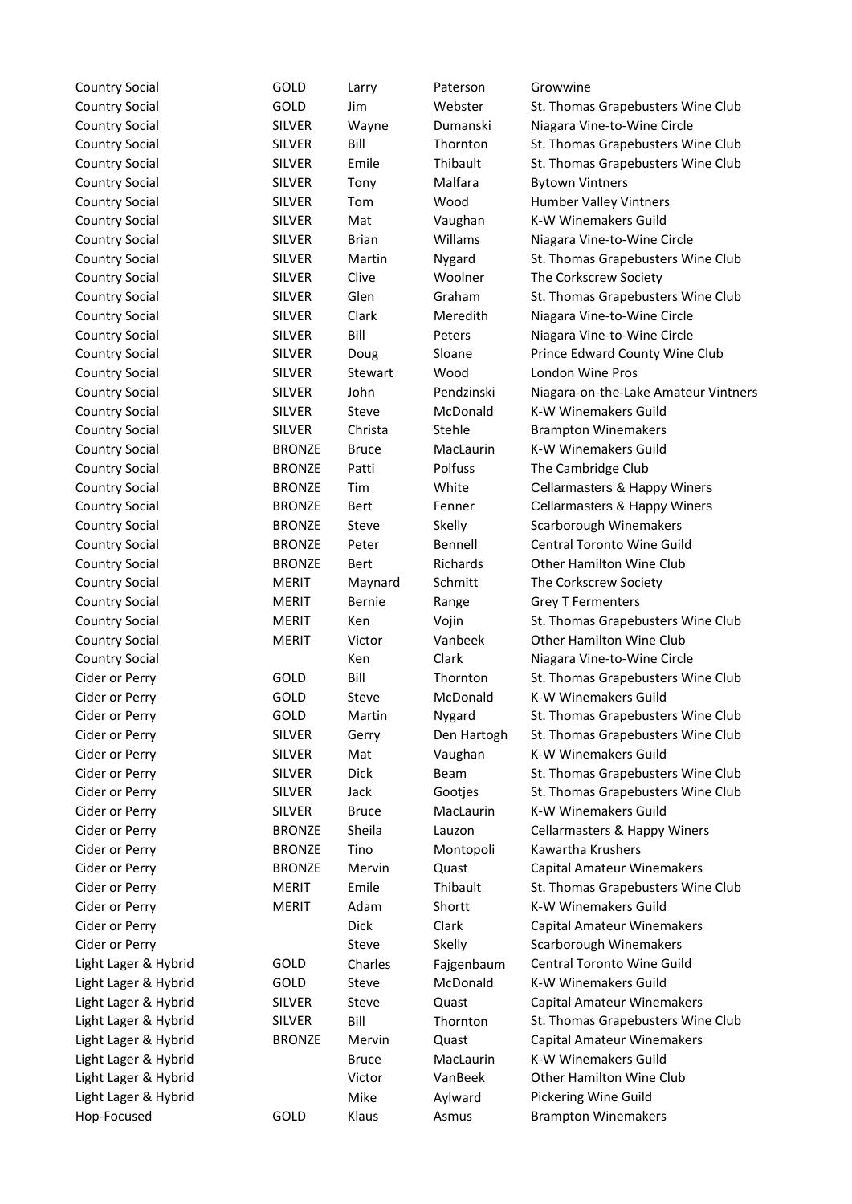| | | | | |
|---|---|---|---|---|
| Country Social | GOLD | Larry | Paterson | Growwine |
| Country Social | GOLD | Jim | Webster | St. Thomas Grapebusters Wine Club |
| Country Social | SILVER | Wayne | Dumanski | Niagara Vine-to-Wine Circle |
| Country Social | SILVER | Bill | Thornton | St. Thomas Grapebusters Wine Club |
| Country Social | SILVER | Emile | Thibault | St. Thomas Grapebusters Wine Club |
| Country Social | SILVER | Tony | Malfara | Bytown Vintners |
| Country Social | SILVER | Tom | Wood | Humber Valley Vintners |
| Country Social | SILVER | Mat | Vaughan | K-W Winemakers Guild |
| Country Social | SILVER | Brian | Willams | Niagara Vine-to-Wine Circle |
| Country Social | SILVER | Martin | Nygard | St. Thomas Grapebusters Wine Club |
| Country Social | SILVER | Clive | Woolner | The Corkscrew Society |
| Country Social | SILVER | Glen | Graham | St. Thomas Grapebusters Wine Club |
| Country Social | SILVER | Clark | Meredith | Niagara Vine-to-Wine Circle |
| Country Social | SILVER | Bill | Peters | Niagara Vine-to-Wine Circle |
| Country Social | SILVER | Doug | Sloane | Prince Edward County Wine Club |
| Country Social | SILVER | Stewart | Wood | London Wine Pros |
| Country Social | SILVER | John | Pendzinski | Niagara-on-the-Lake Amateur Vintners |
| Country Social | SILVER | Steve | McDonald | K-W Winemakers Guild |
| Country Social | SILVER | Christa | Stehle | Brampton Winemakers |
| Country Social | BRONZE | Bruce | MacLaurin | K-W Winemakers Guild |
| Country Social | BRONZE | Patti | Polfuss | The Cambridge Club |
| Country Social | BRONZE | Tim | White | Cellarmasters & Happy Winers |
| Country Social | BRONZE | Bert | Fenner | Cellarmasters & Happy Winers |
| Country Social | BRONZE | Steve | Skelly | Scarborough Winemakers |
| Country Social | BRONZE | Peter | Bennell | Central Toronto Wine Guild |
| Country Social | BRONZE | Bert | Richards | Other Hamilton Wine Club |
| Country Social | MERIT | Maynard | Schmitt | The Corkscrew Society |
| Country Social | MERIT | Bernie | Range | Grey T Fermenters |
| Country Social | MERIT | Ken | Vojin | St. Thomas Grapebusters Wine Club |
| Country Social | MERIT | Victor | Vanbeek | Other Hamilton Wine Club |
| Country Social | | Ken | Clark | Niagara Vine-to-Wine Circle |
| Cider or Perry | GOLD | Bill | Thornton | St. Thomas Grapebusters Wine Club |
| Cider or Perry | GOLD | Steve | McDonald | K-W Winemakers Guild |
| Cider or Perry | GOLD | Martin | Nygard | St. Thomas Grapebusters Wine Club |
| Cider or Perry | SILVER | Gerry | Den Hartogh | St. Thomas Grapebusters Wine Club |
| Cider or Perry | SILVER | Mat | Vaughan | K-W Winemakers Guild |
| Cider or Perry | SILVER | Dick | Beam | St. Thomas Grapebusters Wine Club |
| Cider or Perry | SILVER | Jack | Gootjes | St. Thomas Grapebusters Wine Club |
| Cider or Perry | SILVER | Bruce | MacLaurin | K-W Winemakers Guild |
| Cider or Perry | BRONZE | Sheila | Lauzon | Cellarmasters & Happy Winers |
| Cider or Perry | BRONZE | Tino | Montopoli | Kawartha Krushers |
| Cider or Perry | BRONZE | Mervin | Quast | Capital Amateur Winemakers |
| Cider or Perry | MERIT | Emile | Thibault | St. Thomas Grapebusters Wine Club |
| Cider or Perry | MERIT | Adam | Shortt | K-W Winemakers Guild |
| Cider or Perry | | Dick | Clark | Capital Amateur Winemakers |
| Cider or Perry | | Steve | Skelly | Scarborough Winemakers |
| Light Lager & Hybrid | GOLD | Charles | Fajgenbaum | Central Toronto Wine Guild |
| Light Lager & Hybrid | GOLD | Steve | McDonald | K-W Winemakers Guild |
| Light Lager & Hybrid | SILVER | Steve | Quast | Capital Amateur Winemakers |
| Light Lager & Hybrid | SILVER | Bill | Thornton | St. Thomas Grapebusters Wine Club |
| Light Lager & Hybrid | BRONZE | Mervin | Quast | Capital Amateur Winemakers |
| Light Lager & Hybrid | | Bruce | MacLaurin | K-W Winemakers Guild |
| Light Lager & Hybrid | | Victor | VanBeek | Other Hamilton Wine Club |
| Light Lager & Hybrid | | Mike | Aylward | Pickering Wine Guild |
| Hop-Focused | GOLD | Klaus | Asmus | Brampton Winemakers |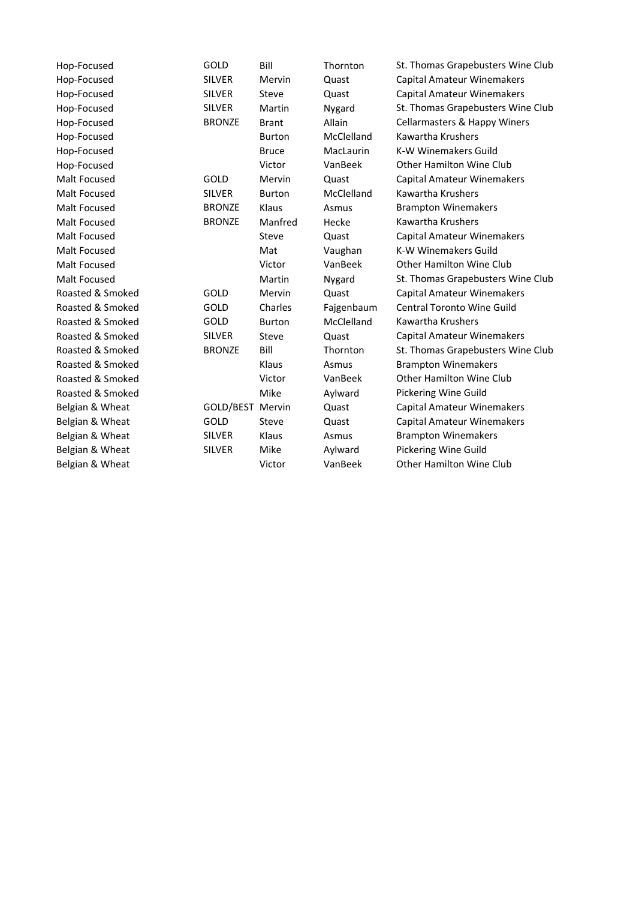| | | | | |
|---|---|---|---|---|
| Hop-Focused | GOLD | Bill | Thornton | St. Thomas Grapebusters Wine Club |
| Hop-Focused | SILVER | Mervin | Quast | Capital Amateur Winemakers |
| Hop-Focused | SILVER | Steve | Quast | Capital Amateur Winemakers |
| Hop-Focused | SILVER | Martin | Nygard | St. Thomas Grapebusters Wine Club |
| Hop-Focused | BRONZE | Brant | Allain | Cellarmasters & Happy Winers |
| Hop-Focused | | Burton | McClelland | Kawartha Krushers |
| Hop-Focused | | Bruce | MacLaurin | K-W Winemakers Guild |
| Hop-Focused | | Victor | VanBeek | Other Hamilton Wine Club |
| Malt Focused | GOLD | Mervin | Quast | Capital Amateur Winemakers |
| Malt Focused | SILVER | Burton | McClelland | Kawartha Krushers |
| Malt Focused | BRONZE | Klaus | Asmus | Brampton Winemakers |
| Malt Focused | BRONZE | Manfred | Hecke | Kawartha Krushers |
| Malt Focused | | Steve | Quast | Capital Amateur Winemakers |
| Malt Focused | | Mat | Vaughan | K-W Winemakers Guild |
| Malt Focused | | Victor | VanBeek | Other Hamilton Wine Club |
| Malt Focused | | Martin | Nygard | St. Thomas Grapebusters Wine Club |
| Roasted & Smoked | GOLD | Mervin | Quast | Capital Amateur Winemakers |
| Roasted & Smoked | GOLD | Charles | Fajgenbaum | Central Toronto Wine Guild |
| Roasted & Smoked | GOLD | Burton | McClelland | Kawartha Krushers |
| Roasted & Smoked | SILVER | Steve | Quast | Capital Amateur Winemakers |
| Roasted & Smoked | BRONZE | Bill | Thornton | St. Thomas Grapebusters Wine Club |
| Roasted & Smoked | | Klaus | Asmus | Brampton Winemakers |
| Roasted & Smoked | | Victor | VanBeek | Other Hamilton Wine Club |
| Roasted & Smoked | | Mike | Aylward | Pickering Wine Guild |
| Belgian & Wheat | GOLD/BEST | Mervin | Quast | Capital Amateur Winemakers |
| Belgian & Wheat | GOLD | Steve | Quast | Capital Amateur Winemakers |
| Belgian & Wheat | SILVER | Klaus | Asmus | Brampton Winemakers |
| Belgian & Wheat | SILVER | Mike | Aylward | Pickering Wine Guild |
| Belgian & Wheat | | Victor | VanBeek | Other Hamilton Wine Club |